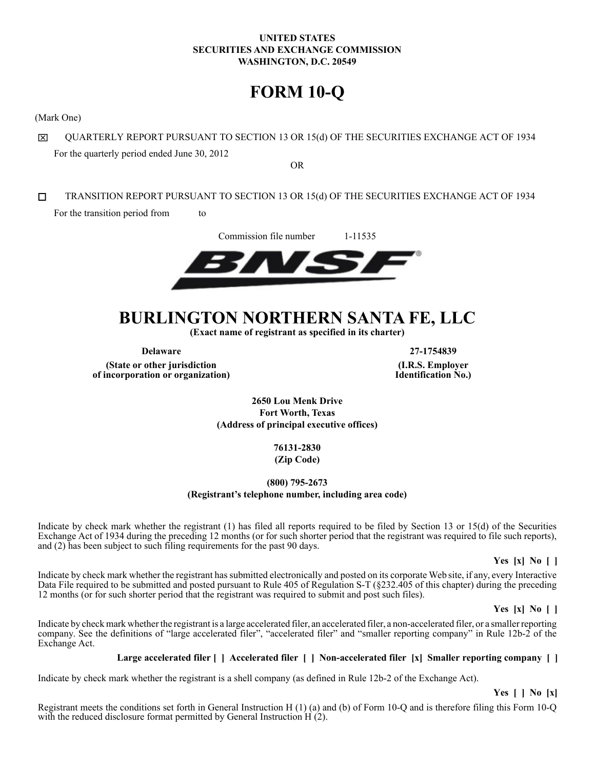**UNITED STATES**
**SECURITIES AND EXCHANGE COMMISSION**
**WASHINGTON, D.C. 20549**

# FORM 10-Q

(Mark One)

☒ QUARTERLY REPORT PURSUANT TO SECTION 13 OR 15(d) OF THE SECURITIES EXCHANGE ACT OF 1934

For the quarterly period ended June 30, 2012

OR

☐ TRANSITION REPORT PURSUANT TO SECTION 13 OR 15(d) OF THE SECURITIES EXCHANGE ACT OF 1934

For the transition period from to

Commission file number 1-11535

# BURLINGTON NORTHERN SANTA FE, LLC

**(Exact name of registrant as specified in its charter)**

| **Delaware** | **27-1754839** |
|---|---|
| **(State or other jurisdiction of incorporation or organization)** | **(I.R.S. Employer Identification No.)** |

**2650 Lou Menk Drive**
**Fort Worth, Texas**
**(Address of principal executive offices)**

**76131-2830**
**(Zip Code)**

**(800) 795-2673**
**(Registrant's telephone number, including area code)**

Indicate by check mark whether the registrant (1) has filed all reports required to be filed by Section 13 or 15(d) of the Securities Exchange Act of 1934 during the preceding 12 months (or for such shorter period that the registrant was required to file such reports), and (2) has been subject to such filing requirements for the past 90 days.

**Yes [x] No [ ]**

Indicate by check mark whether the registrant has submitted electronically and posted on its corporate Web site, if any, every Interactive Data File required to be submitted and posted pursuant to Rule 405 of Regulation S-T (§232.405 of this chapter) during the preceding 12 months (or for such shorter period that the registrant was required to submit and post such files).

**Yes [x] No [ ]**

Indicate by check mark whether the registrant is a large accelerated filer, an accelerated filer, a non-accelerated filer, or a smaller reporting company. See the definitions of "large accelerated filer", "accelerated filer" and "smaller reporting company" in Rule 12b-2 of the Exchange Act.

**Large accelerated filer [ ] Accelerated filer [ ] Non-accelerated filer [x] Smaller reporting company [ ]**

Indicate by check mark whether the registrant is a shell company (as defined in Rule 12b-2 of the Exchange Act).

**Yes [ ] No [x]**

Registrant meets the conditions set forth in General Instruction H (1) (a) and (b) of Form 10-Q and is therefore filing this Form 10-Q with the reduced disclosure format permitted by General Instruction H (2).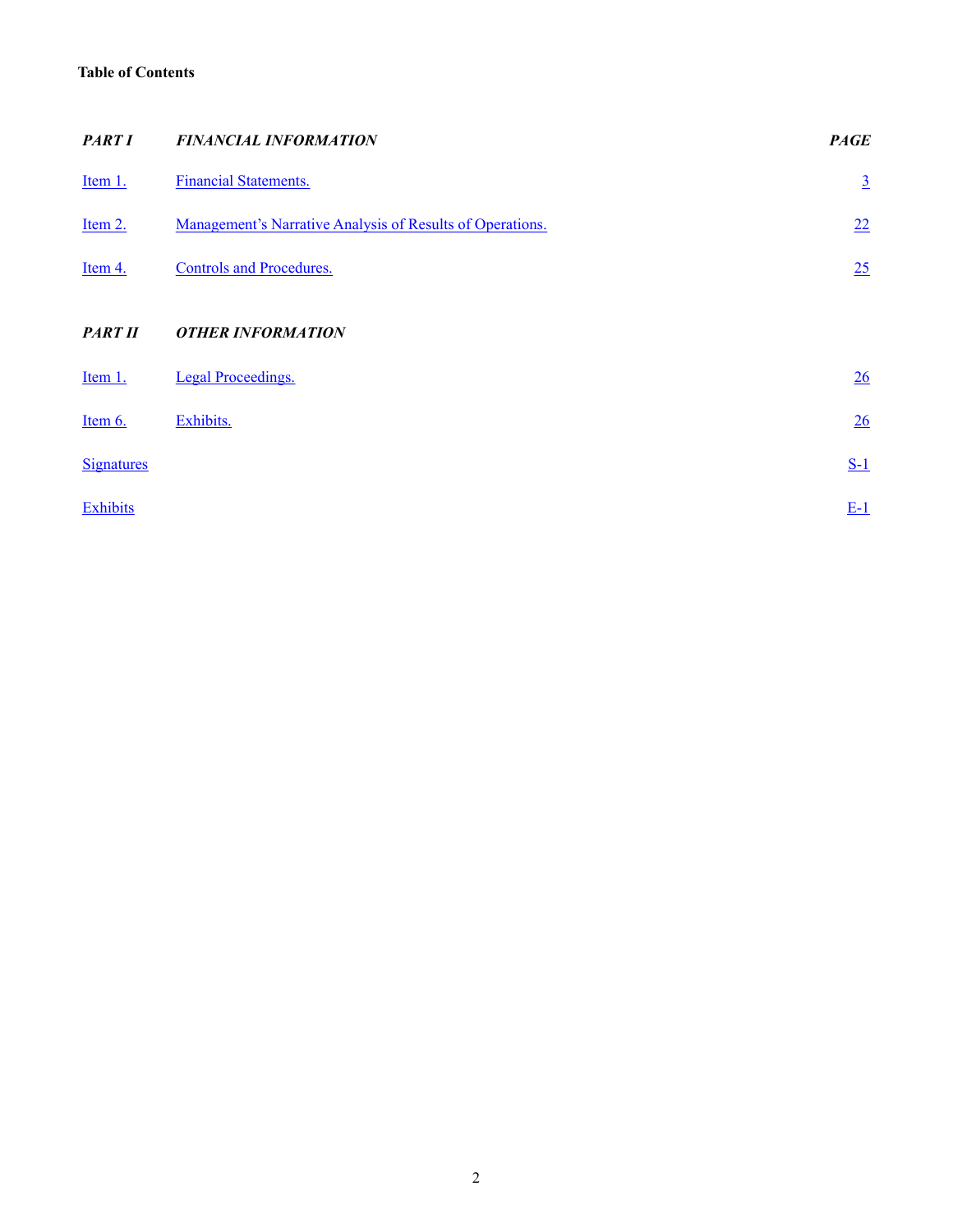**Table of Contents**

| *PART I* | *FINANCIAL INFORMATION* | *PAGE* |
|---|---|---|
| Item 1. | Financial Statements. | 3 |
| Item 2. | Management's Narrative Analysis of Results of Operations. | 22 |
| Item 4. | Controls and Procedures. | 25 |
| *PART II* | *OTHER INFORMATION* | |
| Item 1. | Legal Proceedings. | 26 |
| Item 6. | Exhibits. | 26 |
| Signatures | | S-1 |
| Exhibits | | E-1 |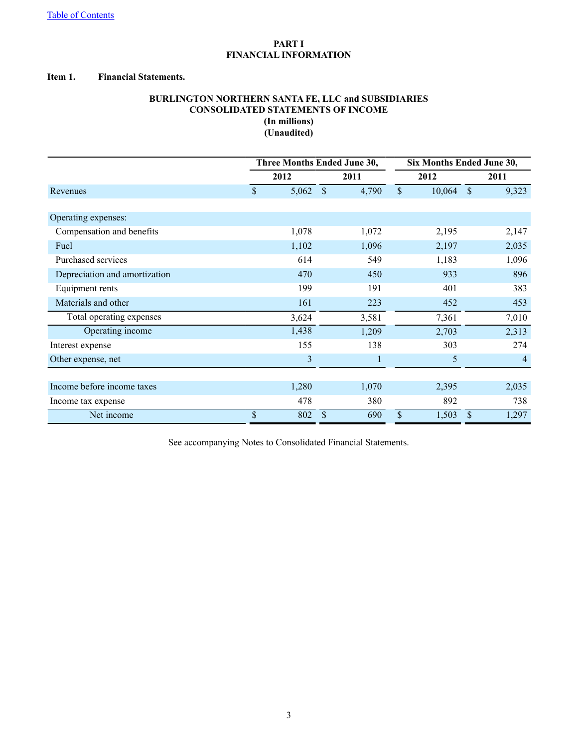[Table of Contents](#)

# PART I
# FINANCIAL INFORMATION

## Item 1. Financial Statements.

### BURLINGTON NORTHERN SANTA FE, LLC and SUBSIDIARIES
### CONSOLIDATED STATEMENTS OF INCOME
### (In millions)
### (Unaudited)

| | Three Months Ended June 30, | | Six Months Ended June 30, | |
|---|---|---|---|---|
| | 2012 | 2011 | 2012 | 2011 |
| Revenues | $ 5,062 | $ 4,790 | $ 10,064 | $ 9,323 |
| | | | | |
| Operating expenses: | | | | |
| Compensation and benefits | 1,078 | 1,072 | 2,195 | 2,147 |
| Fuel | 1,102 | 1,096 | 2,197 | 2,035 |
| Purchased services | 614 | 549 | 1,183 | 1,096 |
| Depreciation and amortization | 470 | 450 | 933 | 896 |
| Equipment rents | 199 | 191 | 401 | 383 |
| Materials and other | 161 | 223 | 452 | 453 |
| Total operating expenses | 3,624 | 3,581 | 7,361 | 7,010 |
| Operating income | 1,438 | 1,209 | 2,703 | 2,313 |
| Interest expense | 155 | 138 | 303 | 274 |
| Other expense, net | 3 | 1 | 5 | 4 |
| | | | | |
| Income before income taxes | 1,280 | 1,070 | 2,395 | 2,035 |
| Income tax expense | 478 | 380 | 892 | 738 |
| Net income | $ 802 | $ 690 | $ 1,503 | $ 1,297 |

See accompanying Notes to Consolidated Financial Statements.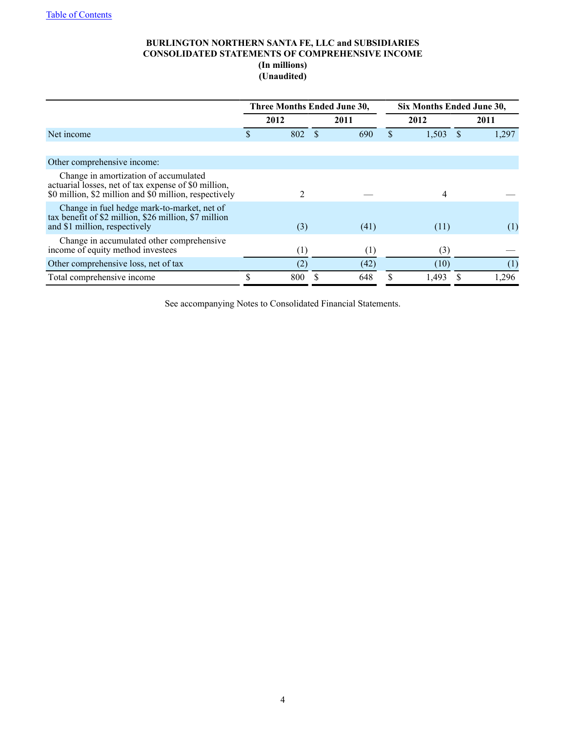[Table of Contents]

**BURLINGTON NORTHERN SANTA FE, LLC and SUBSIDIARIES**
**CONSOLIDATED STATEMENTS OF COMPREHENSIVE INCOME**
**(In millions)**
**(Unaudited)**

| | Three Months Ended June 30, | | Six Months Ended June 30, | |
|---|---|---|---|---|
| | 2012 | 2011 | 2012 | 2011 |
| Net income | $ 802 | $ 690 | $ 1,503 | $ 1,297 |
| | | | | |
| Other comprehensive income: | | | | |
| Change in amortization of accumulated actuarial losses, net of tax expense of $0 million, $0 million, $2 million and $0 million, respectively | 2 | — | 4 | — |
| Change in fuel hedge mark-to-market, net of tax benefit of $2 million, $26 million, $7 million and $1 million, respectively | (3) | (41) | (11) | (1) |
| Change in accumulated other comprehensive income of equity method investees | (1) | (1) | (3) | — |
| Other comprehensive loss, net of tax | (2) | (42) | (10) | (1) |
| Total comprehensive income | $ 800 | $ 648 | $ 1,493 | $ 1,296 |

See accompanying Notes to Consolidated Financial Statements.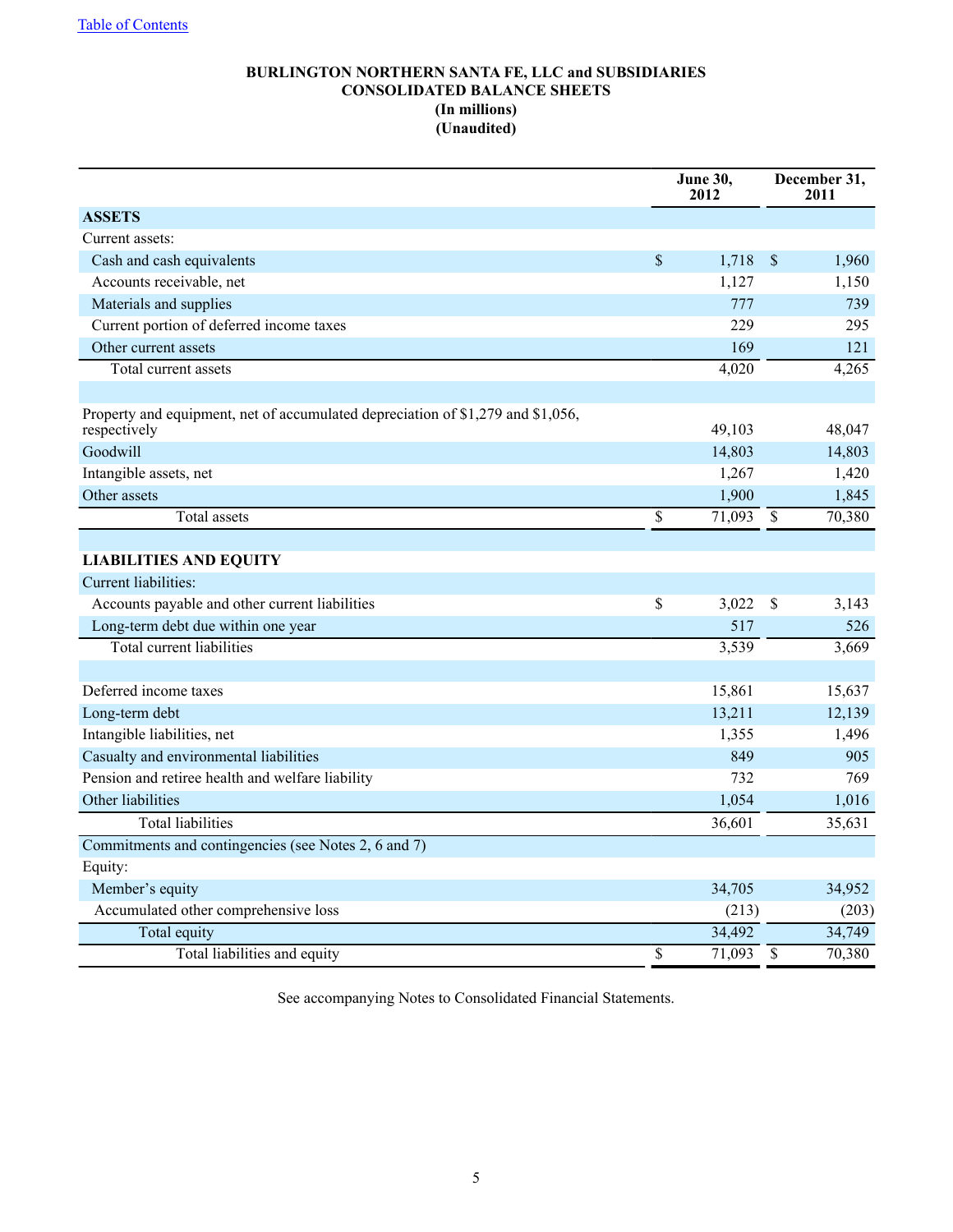[Table of Contents](#)

**BURLINGTON NORTHERN SANTA FE, LLC and SUBSIDIARIES**
**CONSOLIDATED BALANCE SHEETS**
**(In millions)**
**(Unaudited)**

| | June 30, 2012 | December 31, 2011 |
|---|---|---|
| **ASSETS** | | |
| Current assets: | | |
| Cash and cash equivalents | $ 1,718 | $ 1,960 |
| Accounts receivable, net | 1,127 | 1,150 |
| Materials and supplies | 777 | 739 |
| Current portion of deferred income taxes | 229 | 295 |
| Other current assets | 169 | 121 |
| Total current assets | 4,020 | 4,265 |
| | | |
| Property and equipment, net of accumulated depreciation of $1,279 and $1,056, respectively | 49,103 | 48,047 |
| Goodwill | 14,803 | 14,803 |
| Intangible assets, net | 1,267 | 1,420 |
| Other assets | 1,900 | 1,845 |
| Total assets | $ 71,093 | $ 70,380 |
| | | |
| **LIABILITIES AND EQUITY** | | |
| Current liabilities: | | |
| Accounts payable and other current liabilities | $ 3,022 | $ 3,143 |
| Long-term debt due within one year | 517 | 526 |
| Total current liabilities | 3,539 | 3,669 |
| | | |
| Deferred income taxes | 15,861 | 15,637 |
| Long-term debt | 13,211 | 12,139 |
| Intangible liabilities, net | 1,355 | 1,496 |
| Casualty and environmental liabilities | 849 | 905 |
| Pension and retiree health and welfare liability | 732 | 769 |
| Other liabilities | 1,054 | 1,016 |
| Total liabilities | 36,601 | 35,631 |
| Commitments and contingencies (see Notes 2, 6 and 7) | | |
| Equity: | | |
| Member's equity | 34,705 | 34,952 |
| Accumulated other comprehensive loss | (213) | (203) |
| Total equity | 34,492 | 34,749 |
| Total liabilities and equity | $ 71,093 | $ 70,380 |

See accompanying Notes to Consolidated Financial Statements.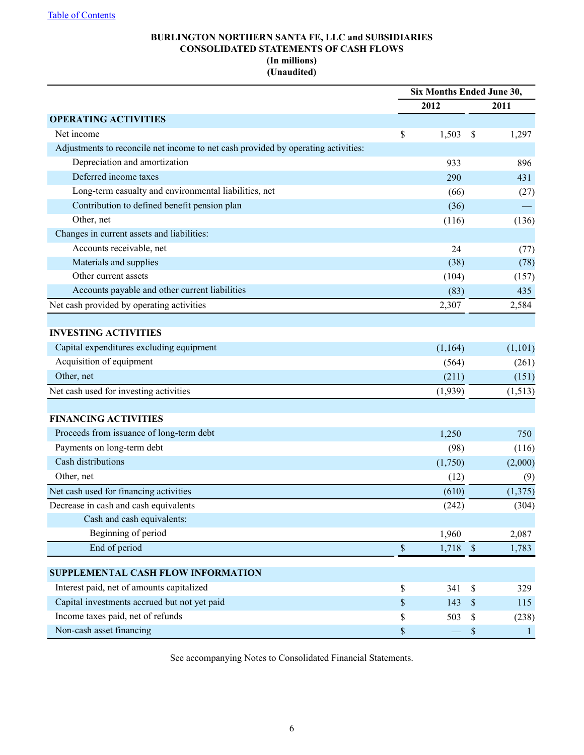[Table of Contents](#)

**BURLINGTON NORTHERN SANTA FE, LLC and SUBSIDIARIES**
**CONSOLIDATED STATEMENTS OF CASH FLOWS**
**(In millions)**
**(Unaudited)**

| | Six Months Ended June 30, | |
|---|---|---|
| | **2012** | **2011** |
| **OPERATING ACTIVITIES** | | |
| Net income | $ 1,503 | $ 1,297 |
| Adjustments to reconcile net income to net cash provided by operating activities: | | |
| Depreciation and amortization | 933 | 896 |
| Deferred income taxes | 290 | 431 |
| Long-term casualty and environmental liabilities, net | (66) | (27) |
| Contribution to defined benefit pension plan | (36) | — |
| Other, net | (116) | (136) |
| Changes in current assets and liabilities: | | |
| Accounts receivable, net | 24 | (77) |
| Materials and supplies | (38) | (78) |
| Other current assets | (104) | (157) |
| Accounts payable and other current liabilities | (83) | 435 |
| Net cash provided by operating activities | 2,307 | 2,584 |
| | | |
| **INVESTING ACTIVITIES** | | |
| Capital expenditures excluding equipment | (1,164) | (1,101) |
| Acquisition of equipment | (564) | (261) |
| Other, net | (211) | (151) |
| Net cash used for investing activities | (1,939) | (1,513) |
| | | |
| **FINANCING ACTIVITIES** | | |
| Proceeds from issuance of long-term debt | 1,250 | 750 |
| Payments on long-term debt | (98) | (116) |
| Cash distributions | (1,750) | (2,000) |
| Other, net | (12) | (9) |
| Net cash used for financing activities | (610) | (1,375) |
| Decrease in cash and cash equivalents | (242) | (304) |
| Cash and cash equivalents: | | |
| Beginning of period | 1,960 | 2,087 |
| End of period | $ 1,718 | $ 1,783 |
| | | |
| **SUPPLEMENTAL CASH FLOW INFORMATION** | | |
| Interest paid, net of amounts capitalized | $ 341 | $ 329 |
| Capital investments accrued but not yet paid | $ 143 | $ 115 |
| Income taxes paid, net of refunds | $ 503 | $ (238) |
| Non-cash asset financing | $ — | $ 1 |

See accompanying Notes to Consolidated Financial Statements.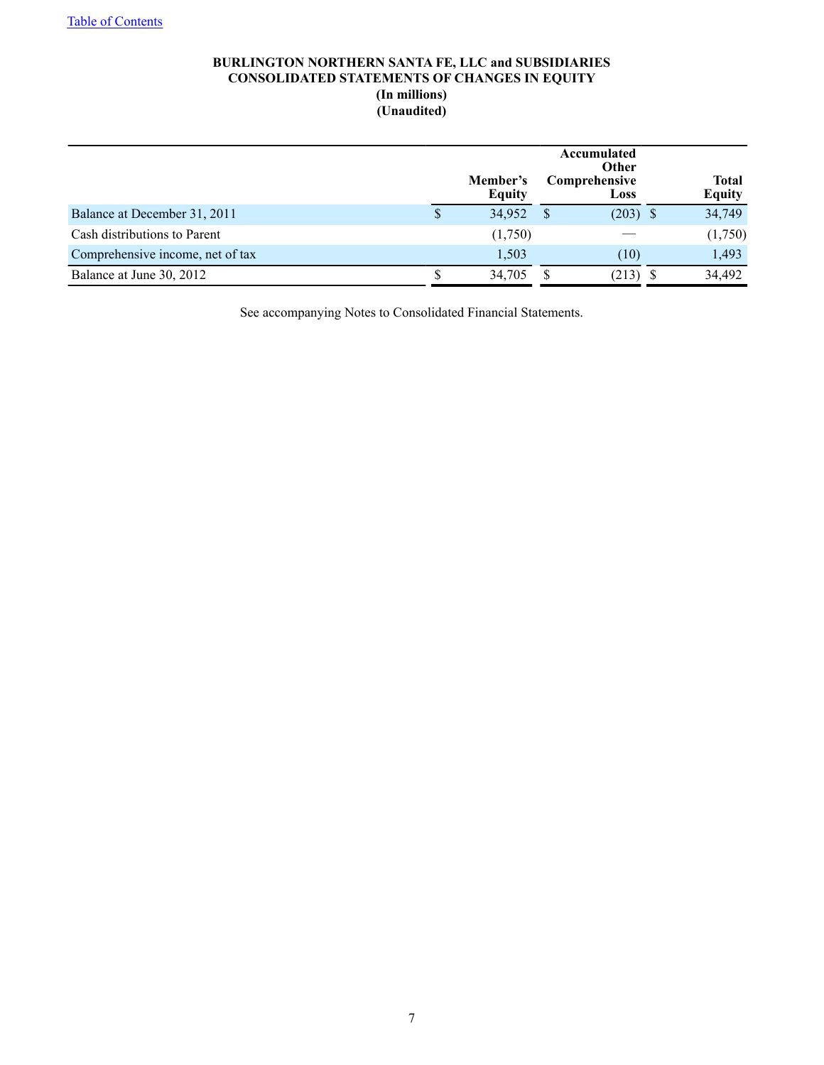[Table of Contents](#)

**BURLINGTON NORTHERN SANTA FE, LLC and SUBSIDIARIES**
**CONSOLIDATED STATEMENTS OF CHANGES IN EQUITY**
**(In millions)**
**(Unaudited)**

| | Member's Equity | Accumulated Other Comprehensive Loss | Total Equity |
|---|---|---|---|
| Balance at December 31, 2011 | $ 34,952 | $ (203) | $ 34,749 |
| Cash distributions to Parent | (1,750) | — | (1,750) |
| Comprehensive income, net of tax | 1,503 | (10) | 1,493 |
| Balance at June 30, 2012 | $ 34,705 | $ (213) | $ 34,492 |

See accompanying Notes to Consolidated Financial Statements.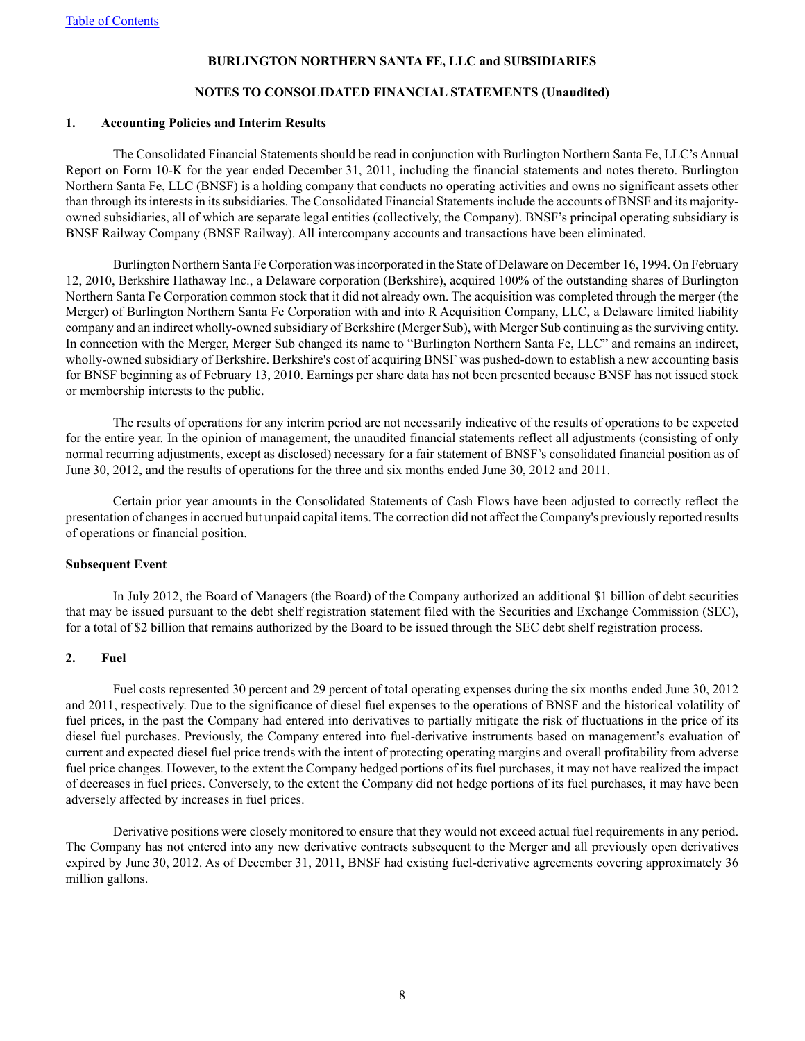# BURLINGTON NORTHERN SANTA FE, LLC and SUBSIDIARIES

## NOTES TO CONSOLIDATED FINANCIAL STATEMENTS (Unaudited)

### 1. Accounting Policies and Interim Results

The Consolidated Financial Statements should be read in conjunction with Burlington Northern Santa Fe, LLC's Annual Report on Form 10-K for the year ended December 31, 2011, including the financial statements and notes thereto. Burlington Northern Santa Fe, LLC (BNSF) is a holding company that conducts no operating activities and owns no significant assets other than through its interests in its subsidiaries. The Consolidated Financial Statements include the accounts of BNSF and its majority-owned subsidiaries, all of which are separate legal entities (collectively, the Company). BNSF's principal operating subsidiary is BNSF Railway Company (BNSF Railway). All intercompany accounts and transactions have been eliminated.

Burlington Northern Santa Fe Corporation was incorporated in the State of Delaware on December 16, 1994. On February 12, 2010, Berkshire Hathaway Inc., a Delaware corporation (Berkshire), acquired 100% of the outstanding shares of Burlington Northern Santa Fe Corporation common stock that it did not already own. The acquisition was completed through the merger (the Merger) of Burlington Northern Santa Fe Corporation with and into R Acquisition Company, LLC, a Delaware limited liability company and an indirect wholly-owned subsidiary of Berkshire (Merger Sub), with Merger Sub continuing as the surviving entity. In connection with the Merger, Merger Sub changed its name to "Burlington Northern Santa Fe, LLC" and remains an indirect, wholly-owned subsidiary of Berkshire. Berkshire's cost of acquiring BNSF was pushed-down to establish a new accounting basis for BNSF beginning as of February 13, 2010. Earnings per share data has not been presented because BNSF has not issued stock or membership interests to the public.

The results of operations for any interim period are not necessarily indicative of the results of operations to be expected for the entire year. In the opinion of management, the unaudited financial statements reflect all adjustments (consisting of only normal recurring adjustments, except as disclosed) necessary for a fair statement of BNSF's consolidated financial position as of June 30, 2012, and the results of operations for the three and six months ended June 30, 2012 and 2011.

Certain prior year amounts in the Consolidated Statements of Cash Flows have been adjusted to correctly reflect the presentation of changes in accrued but unpaid capital items. The correction did not affect the Company's previously reported results of operations or financial position.

#### Subsequent Event

In July 2012, the Board of Managers (the Board) of the Company authorized an additional $1 billion of debt securities that may be issued pursuant to the debt shelf registration statement filed with the Securities and Exchange Commission (SEC), for a total of $2 billion that remains authorized by the Board to be issued through the SEC debt shelf registration process.

### 2. Fuel

Fuel costs represented 30 percent and 29 percent of total operating expenses during the six months ended June 30, 2012 and 2011, respectively. Due to the significance of diesel fuel expenses to the operations of BNSF and the historical volatility of fuel prices, in the past the Company had entered into derivatives to partially mitigate the risk of fluctuations in the price of its diesel fuel purchases. Previously, the Company entered into fuel-derivative instruments based on management's evaluation of current and expected diesel fuel price trends with the intent of protecting operating margins and overall profitability from adverse fuel price changes. However, to the extent the Company hedged portions of its fuel purchases, it may not have realized the impact of decreases in fuel prices. Conversely, to the extent the Company did not hedge portions of its fuel purchases, it may have been adversely affected by increases in fuel prices.

Derivative positions were closely monitored to ensure that they would not exceed actual fuel requirements in any period. The Company has not entered into any new derivative contracts subsequent to the Merger and all previously open derivatives expired by June 30, 2012. As of December 31, 2011, BNSF had existing fuel-derivative agreements covering approximately 36 million gallons.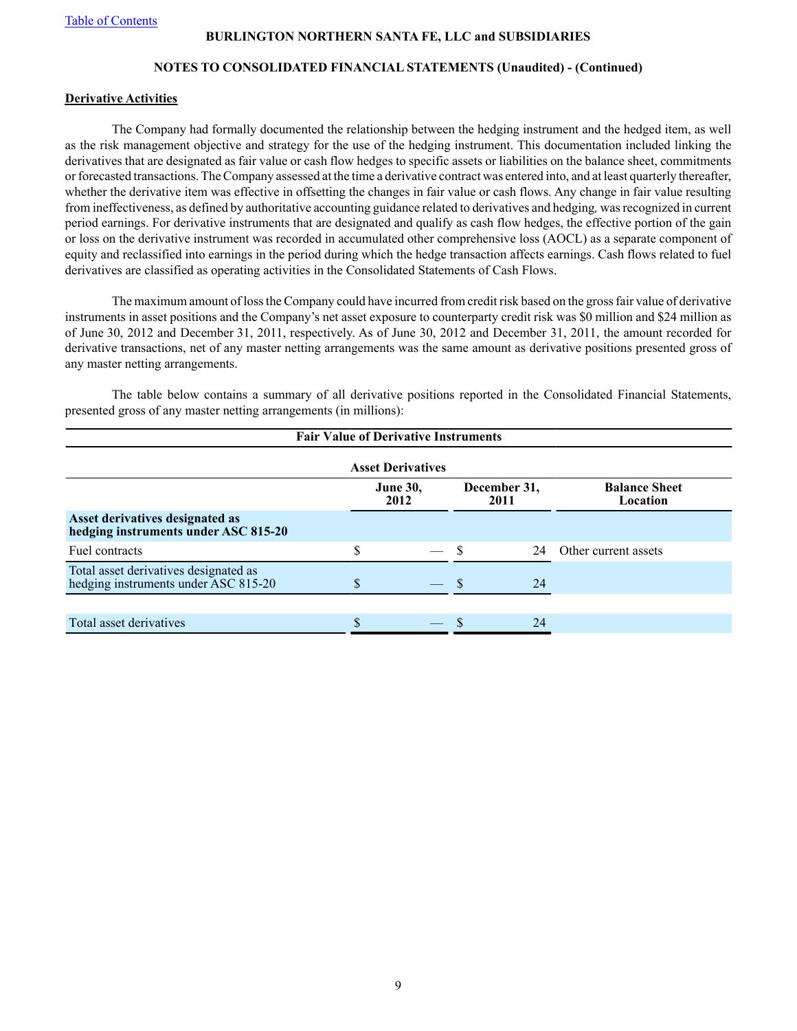BURLINGTON NORTHERN SANTA FE, LLC and SUBSIDIARIES

NOTES TO CONSOLIDATED FINANCIAL STATEMENTS (Unaudited) - (Continued)

**Derivative Activities**

The Company had formally documented the relationship between the hedging instrument and the hedged item, as well as the risk management objective and strategy for the use of the hedging instrument. This documentation included linking the derivatives that are designated as fair value or cash flow hedges to specific assets or liabilities on the balance sheet, commitments or forecasted transactions. The Company assessed at the time a derivative contract was entered into, and at least quarterly thereafter, whether the derivative item was effective in offsetting the changes in fair value or cash flows. Any change in fair value resulting from ineffectiveness, as defined by authoritative accounting guidance related to derivatives and hedging, was recognized in current period earnings. For derivative instruments that are designated and qualify as cash flow hedges, the effective portion of the gain or loss on the derivative instrument was recorded in accumulated other comprehensive loss (AOCL) as a separate component of equity and reclassified into earnings in the period during which the hedge transaction affects earnings. Cash flows related to fuel derivatives are classified as operating activities in the Consolidated Statements of Cash Flows.

The maximum amount of loss the Company could have incurred from credit risk based on the gross fair value of derivative instruments in asset positions and the Company's net asset exposure to counterparty credit risk was $0 million and $24 million as of June 30, 2012 and December 31, 2011, respectively. As of June 30, 2012 and December 31, 2011, the amount recorded for derivative transactions, net of any master netting arrangements was the same amount as derivative positions presented gross of any master netting arrangements.

The table below contains a summary of all derivative positions reported in the Consolidated Financial Statements, presented gross of any master netting arrangements (in millions):

**Fair Value of Derivative Instruments**

| | Asset Derivatives | | |
|---|---|---|---|
| | June 30, 2012 | December 31, 2011 | Balance Sheet Location |
| **Asset derivatives designated as hedging instruments under ASC 815-20** | | | |
| Fuel contracts | $ — | $ 24 | Other current assets |
| Total asset derivatives designated as hedging instruments under ASC 815-20 | $ — | $ 24 | |
| Total asset derivatives | $ — | $ 24 | |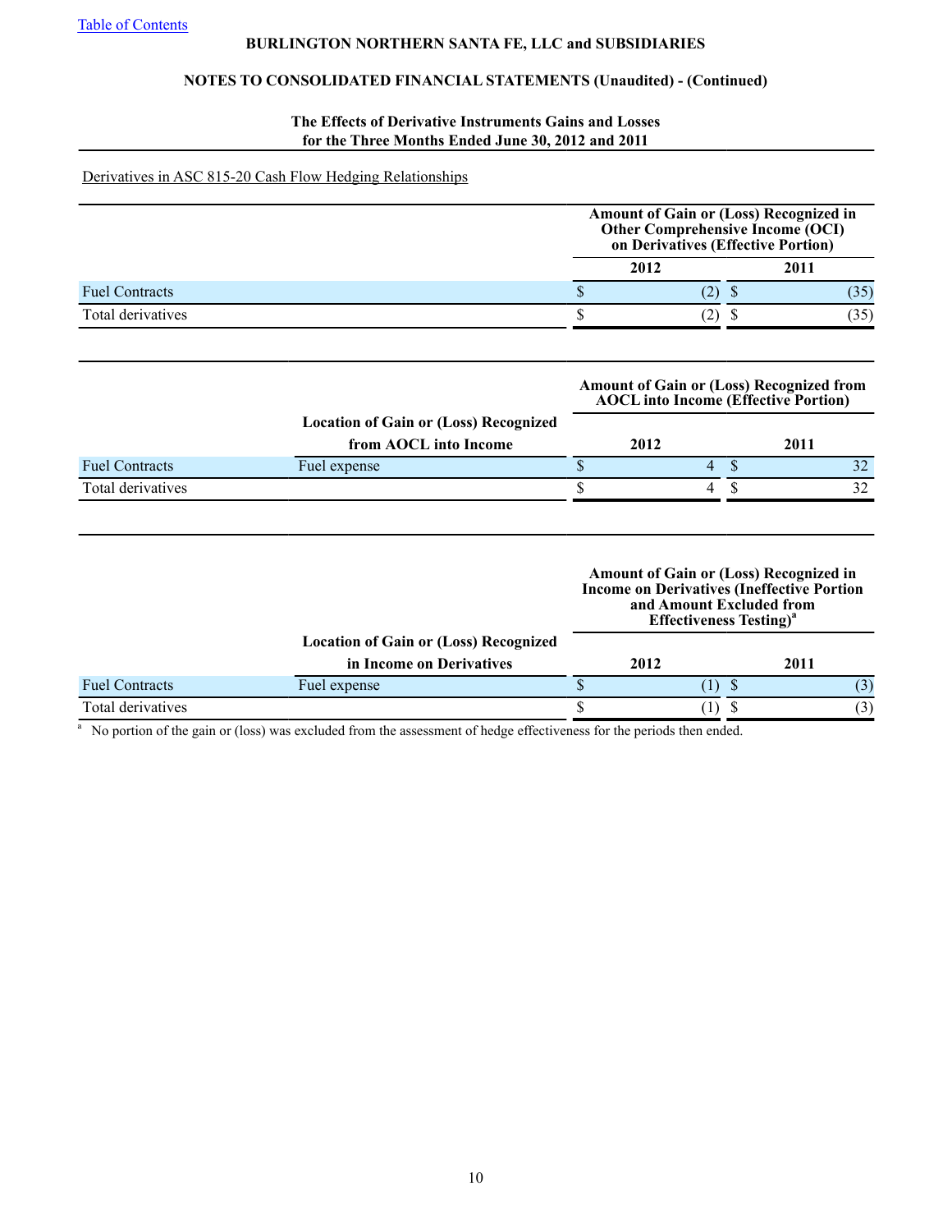**BURLINGTON NORTHERN SANTA FE, LLC and SUBSIDIARIES**

**NOTES TO CONSOLIDATED FINANCIAL STATEMENTS (Unaudited) - (Continued)**

**The Effects of Derivative Instruments Gains and Losses for the Three Months Ended June 30, 2012 and 2011**

Derivatives in ASC 815-20 Cash Flow Hedging Relationships

| | Amount of Gain or (Loss) Recognized in Other Comprehensive Income (OCI) on Derivatives (Effective Portion) | |
|---|---|---|
| | 2012 | 2011 |
| Fuel Contracts | $ (2) | $ (35) |
| Total derivatives | $ (2) | $ (35) |

| | Location of Gain or (Loss) Recognized from AOCL into Income | Amount of Gain or (Loss) Recognized from AOCL into Income (Effective Portion) | |
|---|---|---|---|
| | | 2012 | 2011 |
| Fuel Contracts | Fuel expense | $ 4 | $ 32 |
| Total derivatives | | $ 4 | $ 32 |

| | Location of Gain or (Loss) Recognized in Income on Derivatives | Amount of Gain or (Loss) Recognized in Income on Derivatives (Ineffective Portion and Amount Excluded from Effectiveness Testing)[a] | |
|---|---|---|---|
| | | 2012 | 2011 |
| Fuel Contracts | Fuel expense | $ (1) | $ (3) |
| Total derivatives | | $ (1) | $ (3) |

[a] No portion of the gain or (loss) was excluded from the assessment of hedge effectiveness for the periods then ended.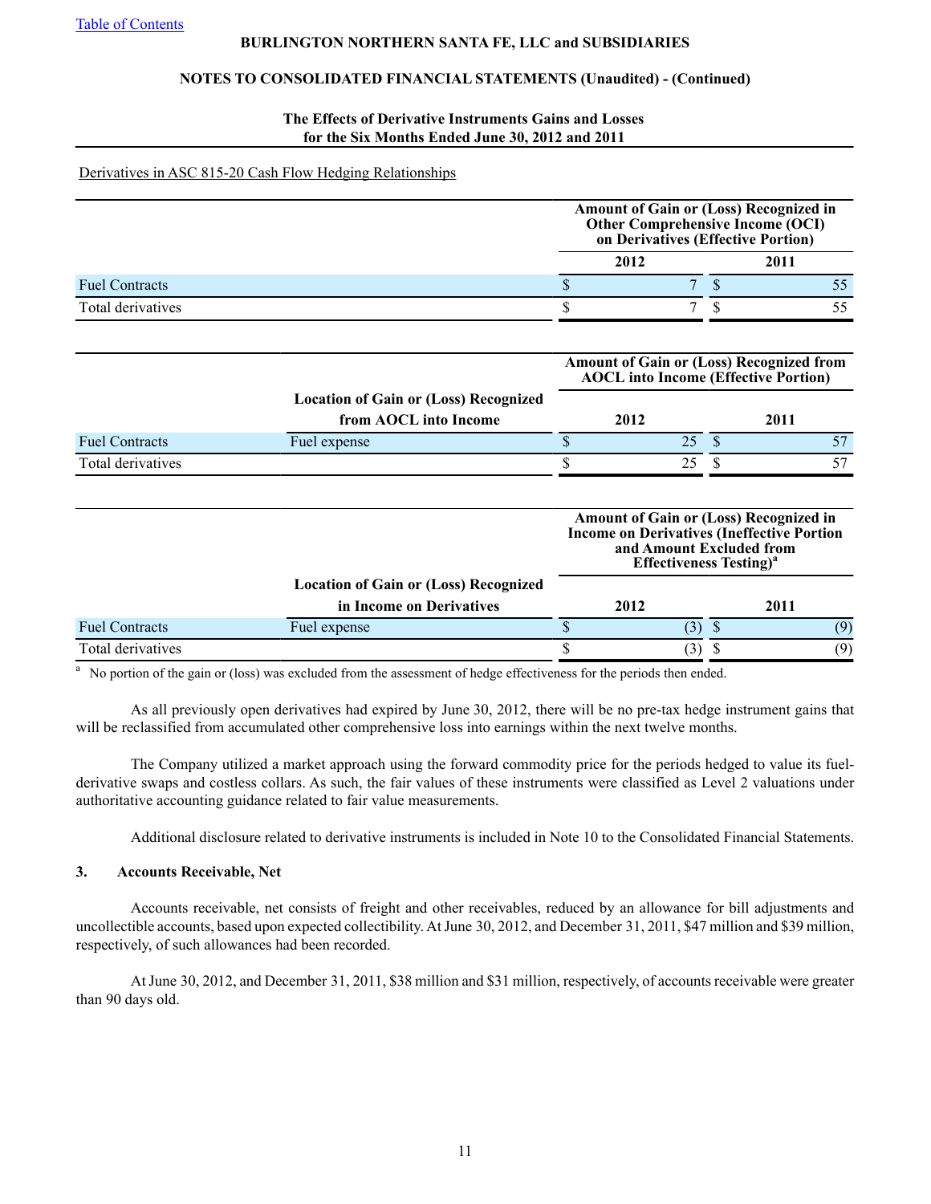**BURLINGTON NORTHERN SANTA FE, LLC and SUBSIDIARIES**

**NOTES TO CONSOLIDATED FINANCIAL STATEMENTS (Unaudited) - (Continued)**

**The Effects of Derivative Instruments Gains and Losses for the Six Months Ended June 30, 2012 and 2011**

Derivatives in ASC 815-20 Cash Flow Hedging Relationships

| | Amount of Gain or (Loss) Recognized in Other Comprehensive Income (OCI) on Derivatives (Effective Portion) | |
|---|---|---|
| | **2012** | **2011** |
| Fuel Contracts | $ 7 | $ 55 |
| Total derivatives | $ 7 | $ 55 |

| | | Amount of Gain or (Loss) Recognized from AOCL into Income (Effective Portion) | |
|---|---|---|---|
| | **Location of Gain or (Loss) Recognized from AOCL into Income** | **2012** | **2011** |
| Fuel Contracts | Fuel expense | $ 25 | $ 57 |
| Total derivatives | | $ 25 | $ 57 |

| | | Amount of Gain or (Loss) Recognized in Income on Derivatives (Ineffective Portion and Amount Excluded from Effectiveness Testing)[a] | |
|---|---|---|---|
| | **Location of Gain or (Loss) Recognized in Income on Derivatives** | **2012** | **2011** |
| Fuel Contracts | Fuel expense | $ (3) | $ (9) |
| Total derivatives | | $ (3) | $ (9) |

[a] No portion of the gain or (loss) was excluded from the assessment of hedge effectiveness for the periods then ended.

As all previously open derivatives had expired by June 30, 2012, there will be no pre-tax hedge instrument gains that will be reclassified from accumulated other comprehensive loss into earnings within the next twelve months.

The Company utilized a market approach using the forward commodity price for the periods hedged to value its fuel-derivative swaps and costless collars. As such, the fair values of these instruments were classified as Level 2 valuations under authoritative accounting guidance related to fair value measurements.

Additional disclosure related to derivative instruments is included in Note 10 to the Consolidated Financial Statements.

## 3. Accounts Receivable, Net

Accounts receivable, net consists of freight and other receivables, reduced by an allowance for bill adjustments and uncollectible accounts, based upon expected collectibility. At June 30, 2012, and December 31, 2011, $47 million and $39 million, respectively, of such allowances had been recorded.

At June 30, 2012, and December 31, 2011, $38 million and $31 million, respectively, of accounts receivable were greater than 90 days old.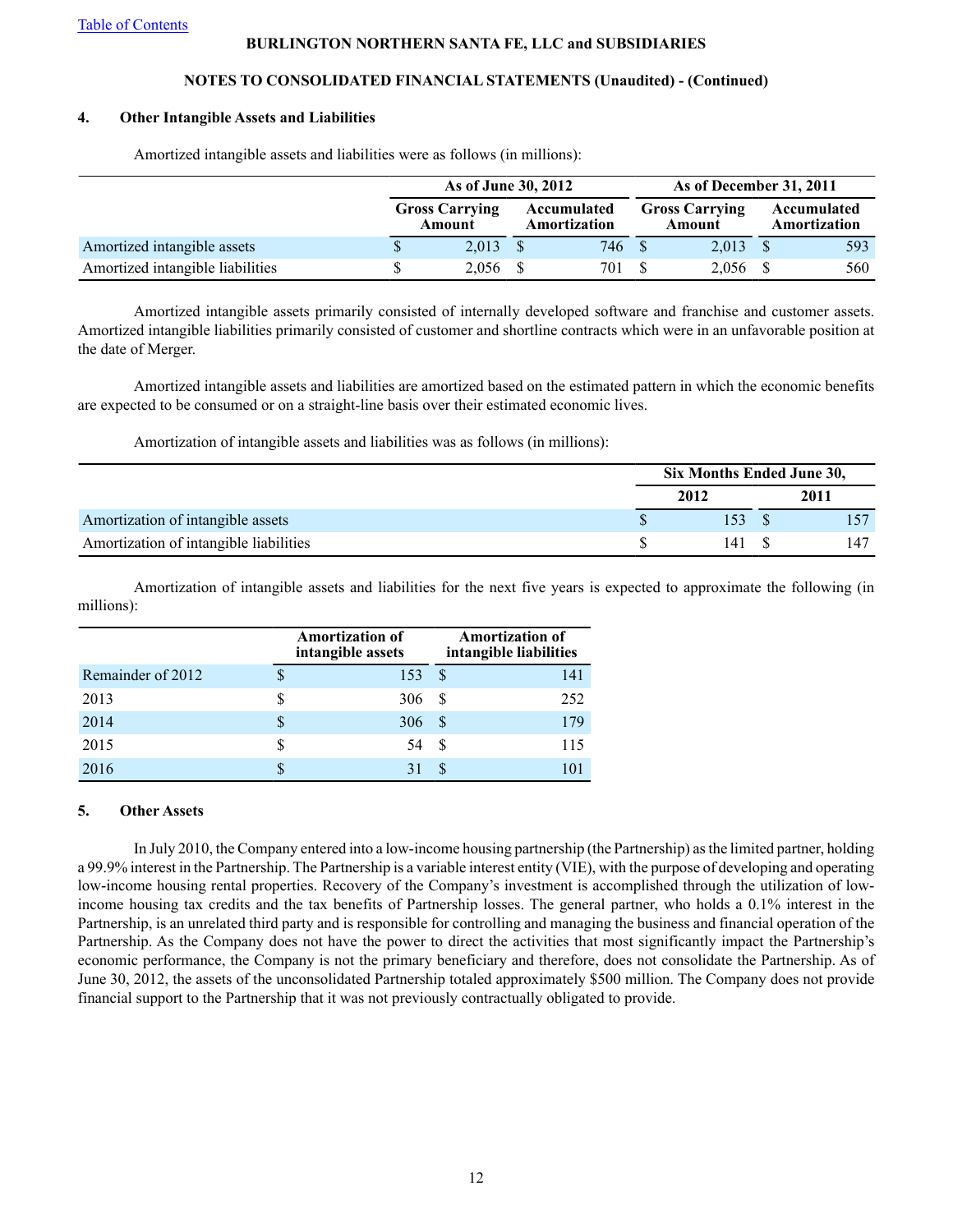## 4. Other Intangible Assets and Liabilities

Amortized intangible assets and liabilities were as follows (in millions):

| | As of June 30, 2012 | | As of December 31, 2011 | |
|---|---|---|---|---|
| | Gross Carrying Amount | Accumulated Amortization | Gross Carrying Amount | Accumulated Amortization |
| Amortized intangible assets | $ 2,013 | $ 746 | $ 2,013 | $ 593 |
| Amortized intangible liabilities | $ 2,056 | $ 701 | $ 2,056 | $ 560 |

Amortized intangible assets primarily consisted of internally developed software and franchise and customer assets. Amortized intangible liabilities primarily consisted of customer and shortline contracts which were in an unfavorable position at the date of Merger.

Amortized intangible assets and liabilities are amortized based on the estimated pattern in which the economic benefits are expected to be consumed or on a straight-line basis over their estimated economic lives.

Amortization of intangible assets and liabilities was as follows (in millions):

| | Six Months Ended June 30, | |
|---|---|---|
| | 2012 | 2011 |
| Amortization of intangible assets | $ 153 | $ 157 |
| Amortization of intangible liabilities | $ 141 | $ 147 |

Amortization of intangible assets and liabilities for the next five years is expected to approximate the following (in millions):

| | Amortization of intangible assets | Amortization of intangible liabilities |
|---|---|---|
| Remainder of 2012 | $ 153 | $ 141 |
| 2013 | $ 306 | $ 252 |
| 2014 | $ 306 | $ 179 |
| 2015 | $ 54 | $ 115 |
| 2016 | $ 31 | $ 101 |

## 5. Other Assets

In July 2010, the Company entered into a low-income housing partnership (the Partnership) as the limited partner, holding a 99.9% interest in the Partnership. The Partnership is a variable interest entity (VIE), with the purpose of developing and operating low-income housing rental properties. Recovery of the Company's investment is accomplished through the utilization of low-income housing tax credits and the tax benefits of Partnership losses. The general partner, who holds a 0.1% interest in the Partnership, is an unrelated third party and is responsible for controlling and managing the business and financial operation of the Partnership. As the Company does not have the power to direct the activities that most significantly impact the Partnership's economic performance, the Company is not the primary beneficiary and therefore, does not consolidate the Partnership. As of June 30, 2012, the assets of the unconsolidated Partnership totaled approximately $500 million. The Company does not provide financial support to the Partnership that it was not previously contractually obligated to provide.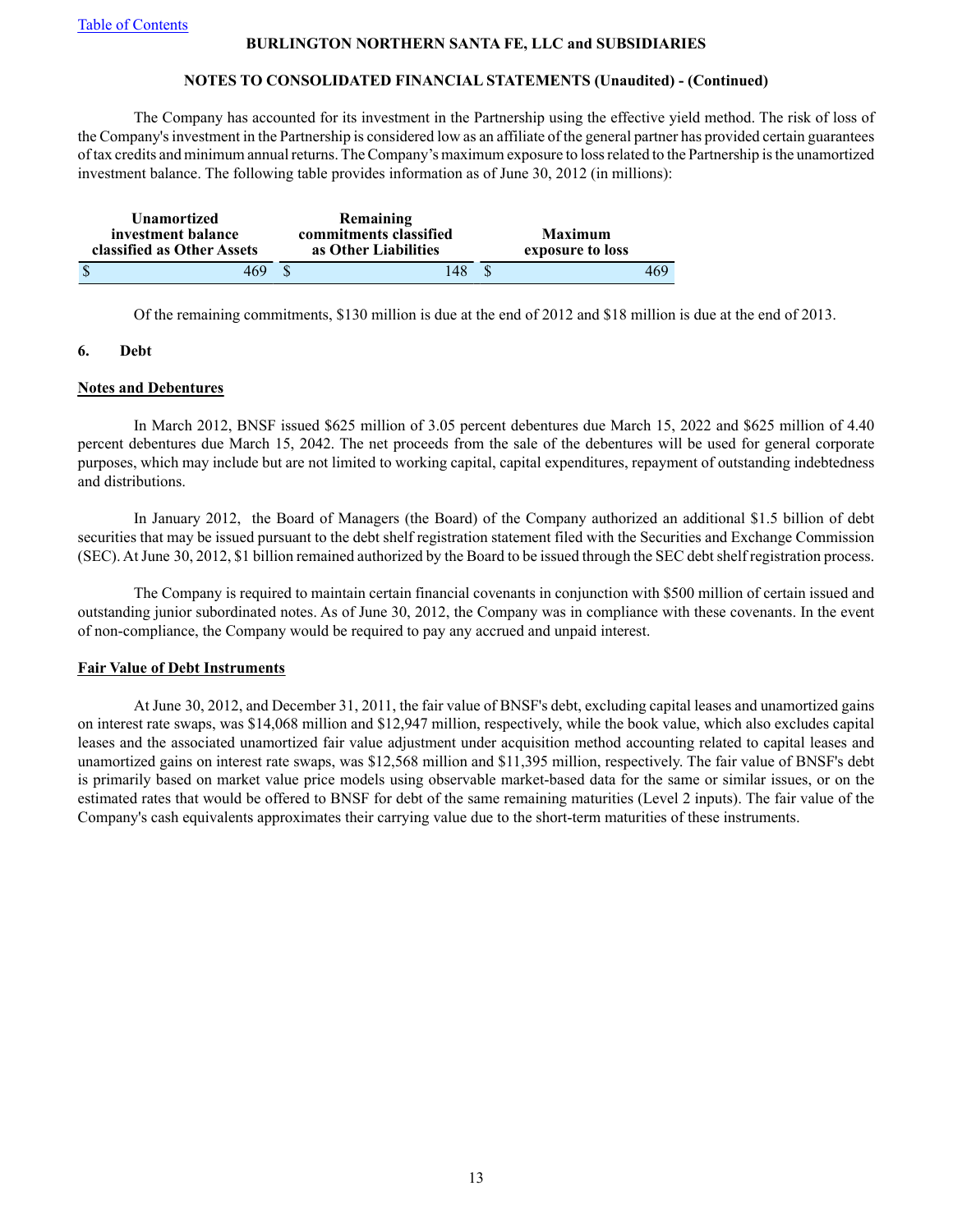The Company has accounted for its investment in the Partnership using the effective yield method. The risk of loss of the Company's investment in the Partnership is considered low as an affiliate of the general partner has provided certain guarantees of tax credits and minimum annual returns. The Company's maximum exposure to loss related to the Partnership is the unamortized investment balance. The following table provides information as of June 30, 2012 (in millions):

| Unamortized investment balance classified as Other Assets | Remaining commitments classified as Other Liabilities | Maximum exposure to loss |
|---|---|---|
| $ 469 | $ 148 | $ 469 |

Of the remaining commitments, $130 million is due at the end of 2012 and $18 million is due at the end of 2013.

## 6. Debt

**Notes and Debentures**

In March 2012, BNSF issued $625 million of 3.05 percent debentures due March 15, 2022 and $625 million of 4.40 percent debentures due March 15, 2042. The net proceeds from the sale of the debentures will be used for general corporate purposes, which may include but are not limited to working capital, capital expenditures, repayment of outstanding indebtedness and distributions.

In January 2012, the Board of Managers (the Board) of the Company authorized an additional $1.5 billion of debt securities that may be issued pursuant to the debt shelf registration statement filed with the Securities and Exchange Commission (SEC). At June 30, 2012, $1 billion remained authorized by the Board to be issued through the SEC debt shelf registration process.

The Company is required to maintain certain financial covenants in conjunction with $500 million of certain issued and outstanding junior subordinated notes. As of June 30, 2012, the Company was in compliance with these covenants. In the event of non-compliance, the Company would be required to pay any accrued and unpaid interest.

**Fair Value of Debt Instruments**

At June 30, 2012, and December 31, 2011, the fair value of BNSF's debt, excluding capital leases and unamortized gains on interest rate swaps, was $14,068 million and $12,947 million, respectively, while the book value, which also excludes capital leases and the associated unamortized fair value adjustment under acquisition method accounting related to capital leases and unamortized gains on interest rate swaps, was $12,568 million and $11,395 million, respectively. The fair value of BNSF's debt is primarily based on market value price models using observable market-based data for the same or similar issues, or on the estimated rates that would be offered to BNSF for debt of the same remaining maturities (Level 2 inputs). The fair value of the Company's cash equivalents approximates their carrying value due to the short-term maturities of these instruments.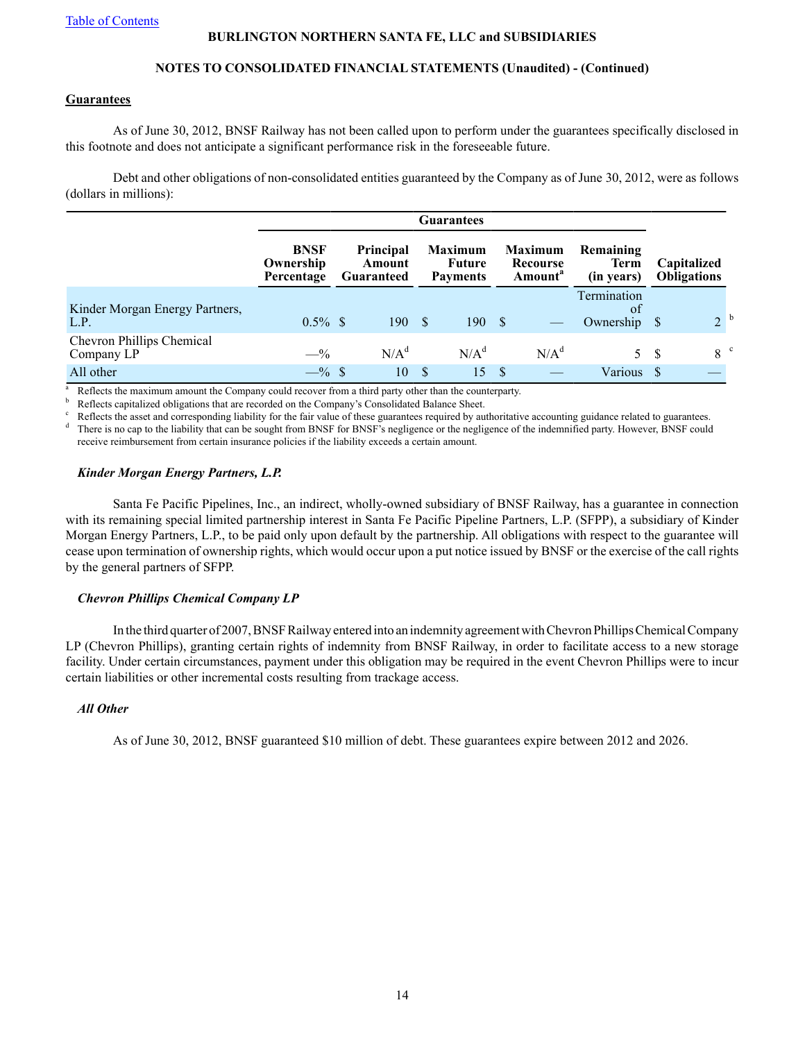## Guarantees

As of June 30, 2012, BNSF Railway has not been called upon to perform under the guarantees specifically disclosed in this footnote and does not anticipate a significant performance risk in the foreseeable future.

Debt and other obligations of non-consolidated entities guaranteed by the Company as of June 30, 2012, were as follows (dollars in millions):

| | Guarantees | | | | | |
|---|---|---|---|---|---|---|
| | BNSF Ownership Percentage | Principal Amount Guaranteed | Maximum Future Payments | Maximum Recourse Amount[a] | Remaining Term (in years) | Capitalized Obligations |
| Kinder Morgan Energy Partners, L.P. | 0.5% | $ 190 | $ 190 | $ — | Termination of Ownership | $ 2[b] |
| Chevron Phillips Chemical Company LP | —% | N/A[d] | N/A[d] | N/A[d] | 5 | $ 8[c] |
| All other | —% | $ 10 | $ 15 | $ — | Various | $ — |

[a] Reflects the maximum amount the Company could recover from a third party other than the counterparty.
[b] Reflects capitalized obligations that are recorded on the Company's Consolidated Balance Sheet.
[c] Reflects the asset and corresponding liability for the fair value of these guarantees required by authoritative accounting guidance related to guarantees.
[d] There is no cap to the liability that can be sought from BNSF for BNSF's negligence or the negligence of the indemnified party. However, BNSF could receive reimbursement from certain insurance policies if the liability exceeds a certain amount.

### *Kinder Morgan Energy Partners, L.P.*

Santa Fe Pacific Pipelines, Inc., an indirect, wholly-owned subsidiary of BNSF Railway, has a guarantee in connection with its remaining special limited partnership interest in Santa Fe Pacific Pipeline Partners, L.P. (SFPP), a subsidiary of Kinder Morgan Energy Partners, L.P., to be paid only upon default by the partnership. All obligations with respect to the guarantee will cease upon termination of ownership rights, which would occur upon a put notice issued by BNSF or the exercise of the call rights by the general partners of SFPP.

### *Chevron Phillips Chemical Company LP*

In the third quarter of 2007, BNSF Railway entered into an indemnity agreement with Chevron Phillips Chemical Company LP (Chevron Phillips), granting certain rights of indemnity from BNSF Railway, in order to facilitate access to a new storage facility. Under certain circumstances, payment under this obligation may be required in the event Chevron Phillips were to incur certain liabilities or other incremental costs resulting from trackage access.

### *All Other*

As of June 30, 2012, BNSF guaranteed $10 million of debt. These guarantees expire between 2012 and 2026.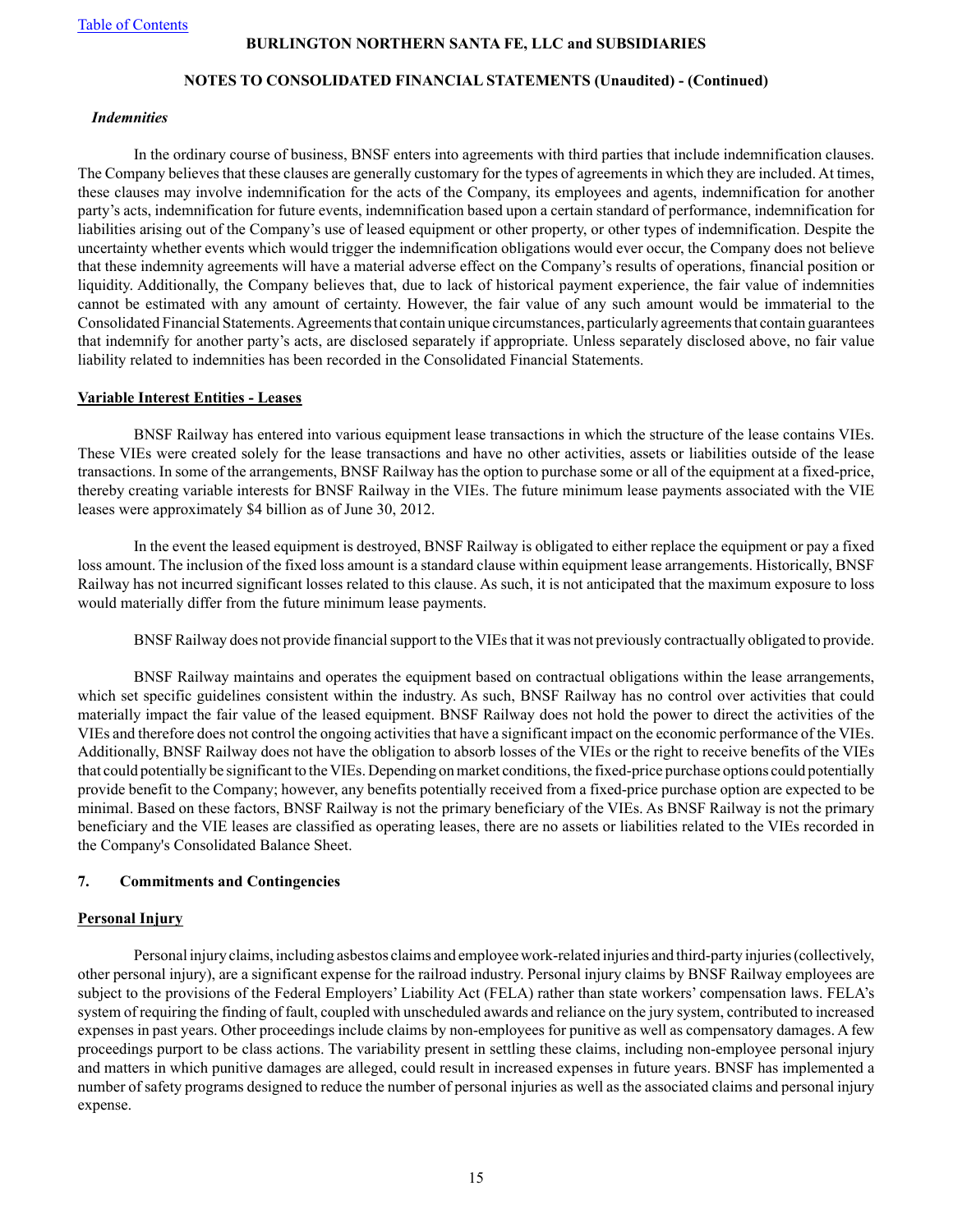*Indemnities*

In the ordinary course of business, BNSF enters into agreements with third parties that include indemnification clauses. The Company believes that these clauses are generally customary for the types of agreements in which they are included. At times, these clauses may involve indemnification for the acts of the Company, its employees and agents, indemnification for another party's acts, indemnification for future events, indemnification based upon a certain standard of performance, indemnification for liabilities arising out of the Company's use of leased equipment or other property, or other types of indemnification. Despite the uncertainty whether events which would trigger the indemnification obligations would ever occur, the Company does not believe that these indemnity agreements will have a material adverse effect on the Company's results of operations, financial position or liquidity. Additionally, the Company believes that, due to lack of historical payment experience, the fair value of indemnities cannot be estimated with any amount of certainty. However, the fair value of any such amount would be immaterial to the Consolidated Financial Statements. Agreements that contain unique circumstances, particularly agreements that contain guarantees that indemnify for another party's acts, are disclosed separately if appropriate. Unless separately disclosed above, no fair value liability related to indemnities has been recorded in the Consolidated Financial Statements.

## Variable Interest Entities - Leases

BNSF Railway has entered into various equipment lease transactions in which the structure of the lease contains VIEs. These VIEs were created solely for the lease transactions and have no other activities, assets or liabilities outside of the lease transactions. In some of the arrangements, BNSF Railway has the option to purchase some or all of the equipment at a fixed-price, thereby creating variable interests for BNSF Railway in the VIEs. The future minimum lease payments associated with the VIE leases were approximately $4 billion as of June 30, 2012.

In the event the leased equipment is destroyed, BNSF Railway is obligated to either replace the equipment or pay a fixed loss amount. The inclusion of the fixed loss amount is a standard clause within equipment lease arrangements. Historically, BNSF Railway has not incurred significant losses related to this clause. As such, it is not anticipated that the maximum exposure to loss would materially differ from the future minimum lease payments.

BNSF Railway does not provide financial support to the VIEs that it was not previously contractually obligated to provide.

BNSF Railway maintains and operates the equipment based on contractual obligations within the lease arrangements, which set specific guidelines consistent within the industry. As such, BNSF Railway has no control over activities that could materially impact the fair value of the leased equipment. BNSF Railway does not hold the power to direct the activities of the VIEs and therefore does not control the ongoing activities that have a significant impact on the economic performance of the VIEs. Additionally, BNSF Railway does not have the obligation to absorb losses of the VIEs or the right to receive benefits of the VIEs that could potentially be significant to the VIEs. Depending on market conditions, the fixed-price purchase options could potentially provide benefit to the Company; however, any benefits potentially received from a fixed-price purchase option are expected to be minimal. Based on these factors, BNSF Railway is not the primary beneficiary of the VIEs. As BNSF Railway is not the primary beneficiary and the VIE leases are classified as operating leases, there are no assets or liabilities related to the VIEs recorded in the Company's Consolidated Balance Sheet.

## 7. Commitments and Contingencies

## Personal Injury

Personal injury claims, including asbestos claims and employee work-related injuries and third-party injuries (collectively, other personal injury), are a significant expense for the railroad industry. Personal injury claims by BNSF Railway employees are subject to the provisions of the Federal Employers' Liability Act (FELA) rather than state workers' compensation laws. FELA's system of requiring the finding of fault, coupled with unscheduled awards and reliance on the jury system, contributed to increased expenses in past years. Other proceedings include claims by non-employees for punitive as well as compensatory damages. A few proceedings purport to be class actions. The variability present in settling these claims, including non-employee personal injury and matters in which punitive damages are alleged, could result in increased expenses in future years. BNSF has implemented a number of safety programs designed to reduce the number of personal injuries as well as the associated claims and personal injury expense.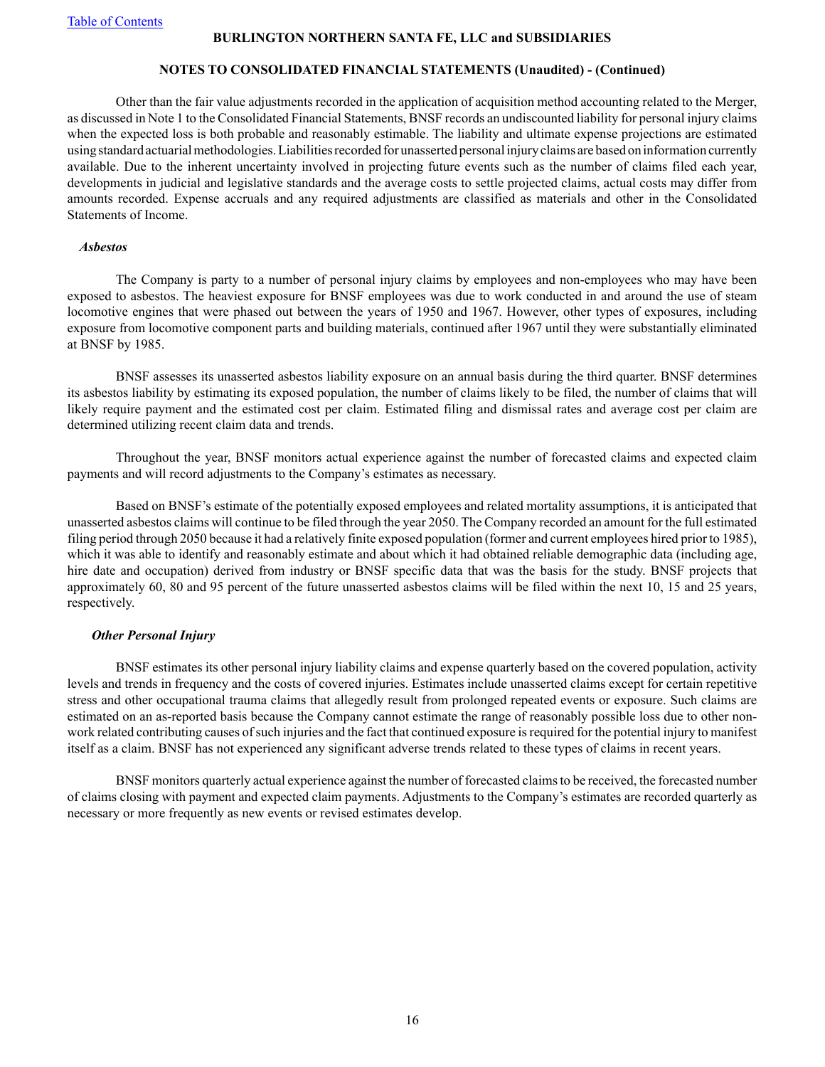Other than the fair value adjustments recorded in the application of acquisition method accounting related to the Merger, as discussed in Note 1 to the Consolidated Financial Statements, BNSF records an undiscounted liability for personal injury claims when the expected loss is both probable and reasonably estimable. The liability and ultimate expense projections are estimated using standard actuarial methodologies. Liabilities recorded for unasserted personal injury claims are based on information currently available. Due to the inherent uncertainty involved in projecting future events such as the number of claims filed each year, developments in judicial and legislative standards and the average costs to settle projected claims, actual costs may differ from amounts recorded. Expense accruals and any required adjustments are classified as materials and other in the Consolidated Statements of Income.

***Asbestos***

The Company is party to a number of personal injury claims by employees and non-employees who may have been exposed to asbestos. The heaviest exposure for BNSF employees was due to work conducted in and around the use of steam locomotive engines that were phased out between the years of 1950 and 1967. However, other types of exposures, including exposure from locomotive component parts and building materials, continued after 1967 until they were substantially eliminated at BNSF by 1985.

BNSF assesses its unasserted asbestos liability exposure on an annual basis during the third quarter. BNSF determines its asbestos liability by estimating its exposed population, the number of claims likely to be filed, the number of claims that will likely require payment and the estimated cost per claim. Estimated filing and dismissal rates and average cost per claim are determined utilizing recent claim data and trends.

Throughout the year, BNSF monitors actual experience against the number of forecasted claims and expected claim payments and will record adjustments to the Company's estimates as necessary.

Based on BNSF's estimate of the potentially exposed employees and related mortality assumptions, it is anticipated that unasserted asbestos claims will continue to be filed through the year 2050. The Company recorded an amount for the full estimated filing period through 2050 because it had a relatively finite exposed population (former and current employees hired prior to 1985), which it was able to identify and reasonably estimate and about which it had obtained reliable demographic data (including age, hire date and occupation) derived from industry or BNSF specific data that was the basis for the study. BNSF projects that approximately 60, 80 and 95 percent of the future unasserted asbestos claims will be filed within the next 10, 15 and 25 years, respectively.

***Other Personal Injury***

BNSF estimates its other personal injury liability claims and expense quarterly based on the covered population, activity levels and trends in frequency and the costs of covered injuries. Estimates include unasserted claims except for certain repetitive stress and other occupational trauma claims that allegedly result from prolonged repeated events or exposure. Such claims are estimated on an as-reported basis because the Company cannot estimate the range of reasonably possible loss due to other non-work related contributing causes of such injuries and the fact that continued exposure is required for the potential injury to manifest itself as a claim. BNSF has not experienced any significant adverse trends related to these types of claims in recent years.

BNSF monitors quarterly actual experience against the number of forecasted claims to be received, the forecasted number of claims closing with payment and expected claim payments. Adjustments to the Company's estimates are recorded quarterly as necessary or more frequently as new events or revised estimates develop.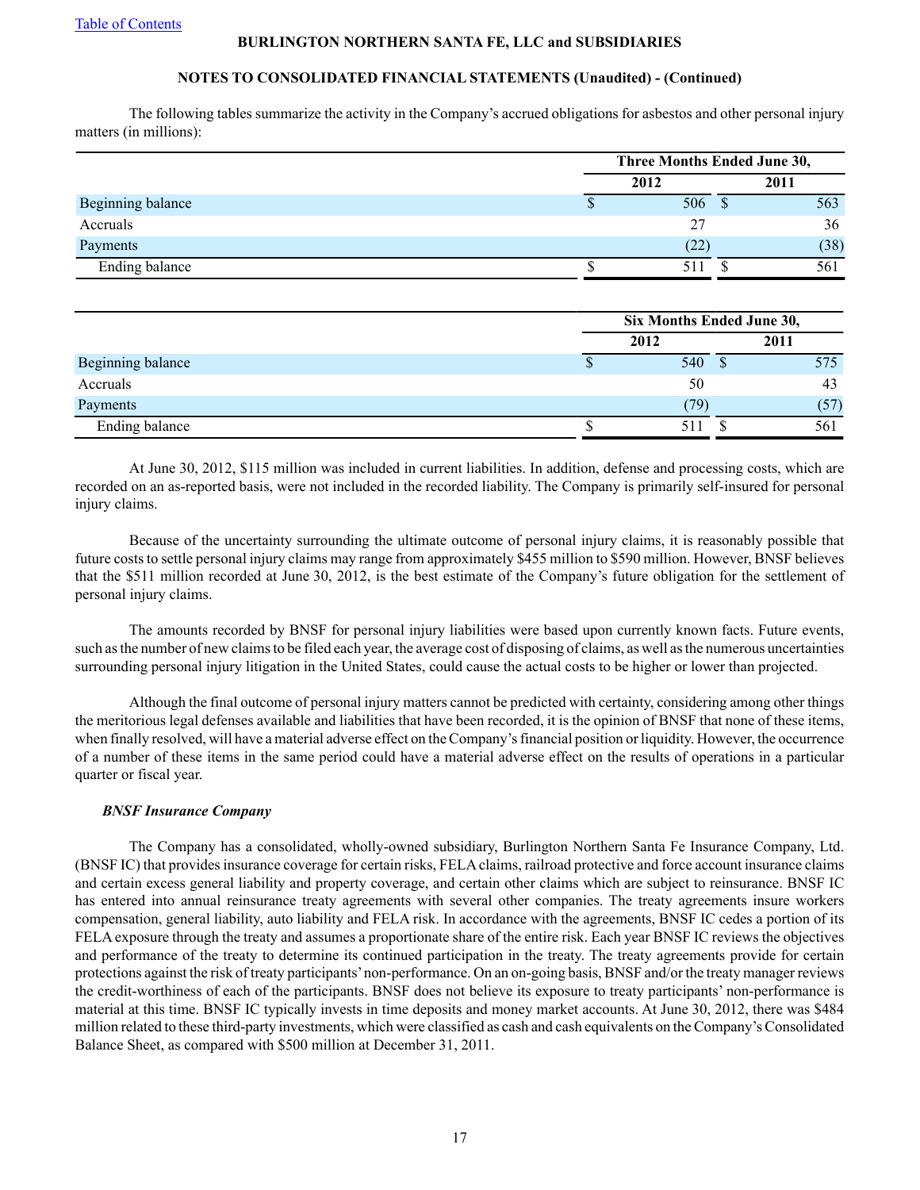BURLINGTON NORTHERN SANTA FE, LLC and SUBSIDIARIES

NOTES TO CONSOLIDATED FINANCIAL STATEMENTS (Unaudited) - (Continued)

The following tables summarize the activity in the Company's accrued obligations for asbestos and other personal injury matters (in millions):

| | Three Months Ended June 30, | |
|---|---|---|
| | 2012 | 2011 |
| Beginning balance | $ 506 | $ 563 |
| Accruals | 27 | 36 |
| Payments | (22) | (38) |
| Ending balance | $ 511 | $ 561 |

| | Six Months Ended June 30, | |
|---|---|---|
| | 2012 | 2011 |
| Beginning balance | $ 540 | $ 575 |
| Accruals | 50 | 43 |
| Payments | (79) | (57) |
| Ending balance | $ 511 | $ 561 |

At June 30, 2012, $115 million was included in current liabilities. In addition, defense and processing costs, which are recorded on an as-reported basis, were not included in the recorded liability. The Company is primarily self-insured for personal injury claims.

Because of the uncertainty surrounding the ultimate outcome of personal injury claims, it is reasonably possible that future costs to settle personal injury claims may range from approximately $455 million to $590 million. However, BNSF believes that the $511 million recorded at June 30, 2012, is the best estimate of the Company's future obligation for the settlement of personal injury claims.

The amounts recorded by BNSF for personal injury liabilities were based upon currently known facts. Future events, such as the number of new claims to be filed each year, the average cost of disposing of claims, as well as the numerous uncertainties surrounding personal injury litigation in the United States, could cause the actual costs to be higher or lower than projected.

Although the final outcome of personal injury matters cannot be predicted with certainty, considering among other things the meritorious legal defenses available and liabilities that have been recorded, it is the opinion of BNSF that none of these items, when finally resolved, will have a material adverse effect on the Company's financial position or liquidity. However, the occurrence of a number of these items in the same period could have a material adverse effect on the results of operations in a particular quarter or fiscal year.

***BNSF Insurance Company***

The Company has a consolidated, wholly-owned subsidiary, Burlington Northern Santa Fe Insurance Company, Ltd. (BNSF IC) that provides insurance coverage for certain risks, FELA claims, railroad protective and force account insurance claims and certain excess general liability and property coverage, and certain other claims which are subject to reinsurance. BNSF IC has entered into annual reinsurance treaty agreements with several other companies. The treaty agreements insure workers compensation, general liability, auto liability and FELA risk. In accordance with the agreements, BNSF IC cedes a portion of its FELA exposure through the treaty and assumes a proportionate share of the entire risk. Each year BNSF IC reviews the objectives and performance of the treaty to determine its continued participation in the treaty. The treaty agreements provide for certain protections against the risk of treaty participants' non-performance. On an on-going basis, BNSF and/or the treaty manager reviews the credit-worthiness of each of the participants. BNSF does not believe its exposure to treaty participants' non-performance is material at this time. BNSF IC typically invests in time deposits and money market accounts. At June 30, 2012, there was $484 million related to these third-party investments, which were classified as cash and cash equivalents on the Company's Consolidated Balance Sheet, as compared with $500 million at December 31, 2011.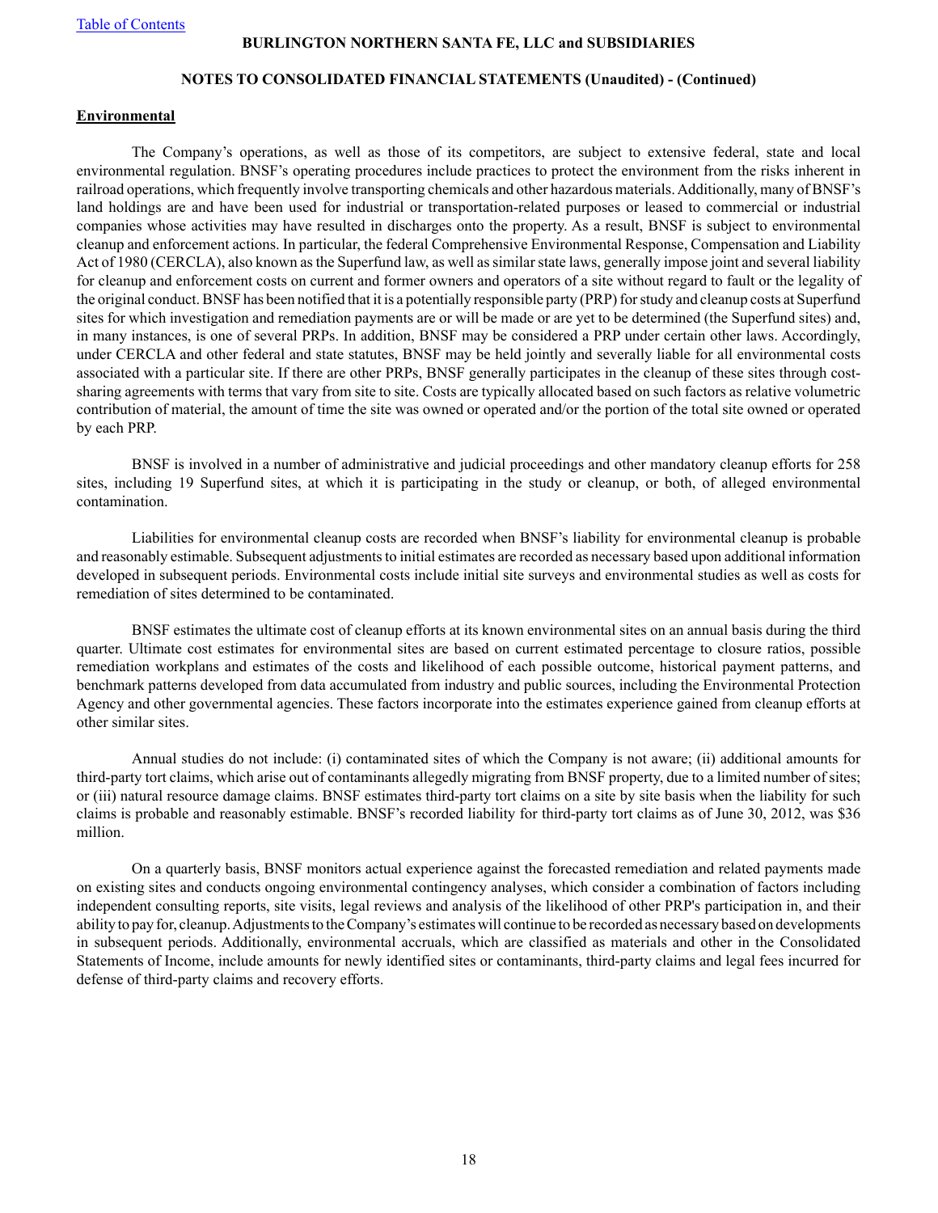## Environmental

The Company's operations, as well as those of its competitors, are subject to extensive federal, state and local environmental regulation. BNSF's operating procedures include practices to protect the environment from the risks inherent in railroad operations, which frequently involve transporting chemicals and other hazardous materials. Additionally, many of BNSF's land holdings are and have been used for industrial or transportation-related purposes or leased to commercial or industrial companies whose activities may have resulted in discharges onto the property. As a result, BNSF is subject to environmental cleanup and enforcement actions. In particular, the federal Comprehensive Environmental Response, Compensation and Liability Act of 1980 (CERCLA), also known as the Superfund law, as well as similar state laws, generally impose joint and several liability for cleanup and enforcement costs on current and former owners and operators of a site without regard to fault or the legality of the original conduct. BNSF has been notified that it is a potentially responsible party (PRP) for study and cleanup costs at Superfund sites for which investigation and remediation payments are or will be made or are yet to be determined (the Superfund sites) and, in many instances, is one of several PRPs. In addition, BNSF may be considered a PRP under certain other laws. Accordingly, under CERCLA and other federal and state statutes, BNSF may be held jointly and severally liable for all environmental costs associated with a particular site. If there are other PRPs, BNSF generally participates in the cleanup of these sites through cost-sharing agreements with terms that vary from site to site. Costs are typically allocated based on such factors as relative volumetric contribution of material, the amount of time the site was owned or operated and/or the portion of the total site owned or operated by each PRP.

BNSF is involved in a number of administrative and judicial proceedings and other mandatory cleanup efforts for 258 sites, including 19 Superfund sites, at which it is participating in the study or cleanup, or both, of alleged environmental contamination.

Liabilities for environmental cleanup costs are recorded when BNSF's liability for environmental cleanup is probable and reasonably estimable. Subsequent adjustments to initial estimates are recorded as necessary based upon additional information developed in subsequent periods. Environmental costs include initial site surveys and environmental studies as well as costs for remediation of sites determined to be contaminated.

BNSF estimates the ultimate cost of cleanup efforts at its known environmental sites on an annual basis during the third quarter. Ultimate cost estimates for environmental sites are based on current estimated percentage to closure ratios, possible remediation workplans and estimates of the costs and likelihood of each possible outcome, historical payment patterns, and benchmark patterns developed from data accumulated from industry and public sources, including the Environmental Protection Agency and other governmental agencies. These factors incorporate into the estimates experience gained from cleanup efforts at other similar sites.

Annual studies do not include: (i) contaminated sites of which the Company is not aware; (ii) additional amounts for third-party tort claims, which arise out of contaminants allegedly migrating from BNSF property, due to a limited number of sites; or (iii) natural resource damage claims. BNSF estimates third-party tort claims on a site by site basis when the liability for such claims is probable and reasonably estimable. BNSF's recorded liability for third-party tort claims as of June 30, 2012, was $36 million.

On a quarterly basis, BNSF monitors actual experience against the forecasted remediation and related payments made on existing sites and conducts ongoing environmental contingency analyses, which consider a combination of factors including independent consulting reports, site visits, legal reviews and analysis of the likelihood of other PRP's participation in, and their ability to pay for, cleanup. Adjustments to the Company's estimates will continue to be recorded as necessary based on developments in subsequent periods. Additionally, environmental accruals, which are classified as materials and other in the Consolidated Statements of Income, include amounts for newly identified sites or contaminants, third-party claims and legal fees incurred for defense of third-party claims and recovery efforts.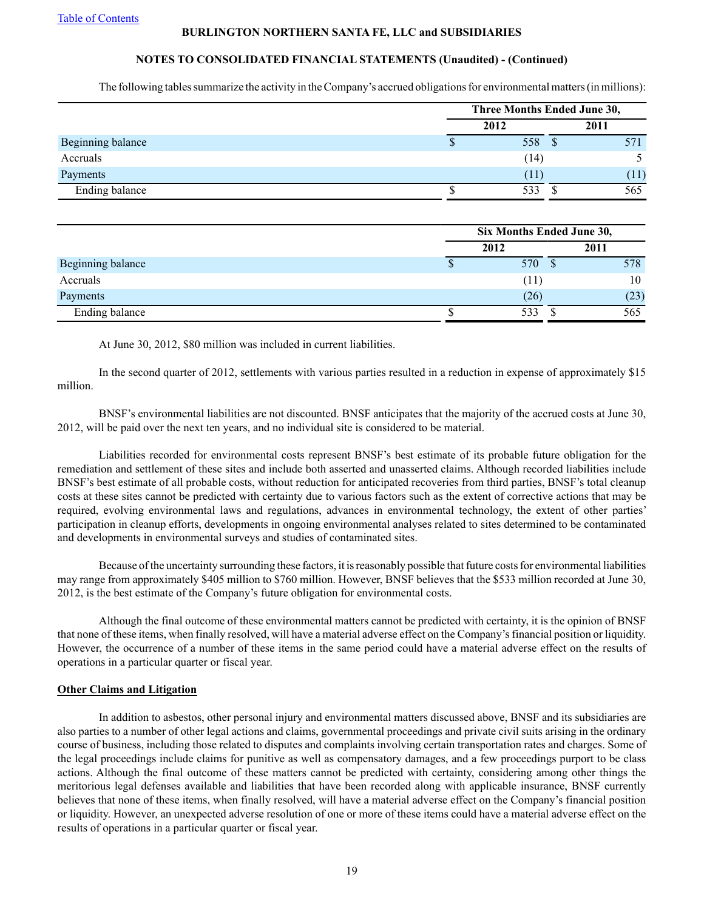BURLINGTON NORTHERN SANTA FE, LLC and SUBSIDIARIES

NOTES TO CONSOLIDATED FINANCIAL STATEMENTS (Unaudited) - (Continued)

The following tables summarize the activity in the Company's accrued obligations for environmental matters (in millions):

| | Three Months Ended June 30, | |
|---|---|---|
| | 2012 | 2011 |
| Beginning balance | $ 558 | $ 571 |
| Accruals | (14) | 5 |
| Payments | (11) | (11) |
| Ending balance | $ 533 | $ 565 |

| | Six Months Ended June 30, | |
|---|---|---|
| | 2012 | 2011 |
| Beginning balance | $ 570 | $ 578 |
| Accruals | (11) | 10 |
| Payments | (26) | (23) |
| Ending balance | $ 533 | $ 565 |

At June 30, 2012, $80 million was included in current liabilities.

In the second quarter of 2012, settlements with various parties resulted in a reduction in expense of approximately $15 million.

BNSF's environmental liabilities are not discounted. BNSF anticipates that the majority of the accrued costs at June 30, 2012, will be paid over the next ten years, and no individual site is considered to be material.

Liabilities recorded for environmental costs represent BNSF's best estimate of its probable future obligation for the remediation and settlement of these sites and include both asserted and unasserted claims. Although recorded liabilities include BNSF's best estimate of all probable costs, without reduction for anticipated recoveries from third parties, BNSF's total cleanup costs at these sites cannot be predicted with certainty due to various factors such as the extent of corrective actions that may be required, evolving environmental laws and regulations, advances in environmental technology, the extent of other parties' participation in cleanup efforts, developments in ongoing environmental analyses related to sites determined to be contaminated and developments in environmental surveys and studies of contaminated sites.

Because of the uncertainty surrounding these factors, it is reasonably possible that future costs for environmental liabilities may range from approximately $405 million to $760 million. However, BNSF believes that the $533 million recorded at June 30, 2012, is the best estimate of the Company's future obligation for environmental costs.

Although the final outcome of these environmental matters cannot be predicted with certainty, it is the opinion of BNSF that none of these items, when finally resolved, will have a material adverse effect on the Company's financial position or liquidity. However, the occurrence of a number of these items in the same period could have a material adverse effect on the results of operations in a particular quarter or fiscal year.

**Other Claims and Litigation**

In addition to asbestos, other personal injury and environmental matters discussed above, BNSF and its subsidiaries are also parties to a number of other legal actions and claims, governmental proceedings and private civil suits arising in the ordinary course of business, including those related to disputes and complaints involving certain transportation rates and charges. Some of the legal proceedings include claims for punitive as well as compensatory damages, and a few proceedings purport to be class actions. Although the final outcome of these matters cannot be predicted with certainty, considering among other things the meritorious legal defenses available and liabilities that have been recorded along with applicable insurance, BNSF currently believes that none of these items, when finally resolved, will have a material adverse effect on the Company's financial position or liquidity. However, an unexpected adverse resolution of one or more of these items could have a material adverse effect on the results of operations in a particular quarter or fiscal year.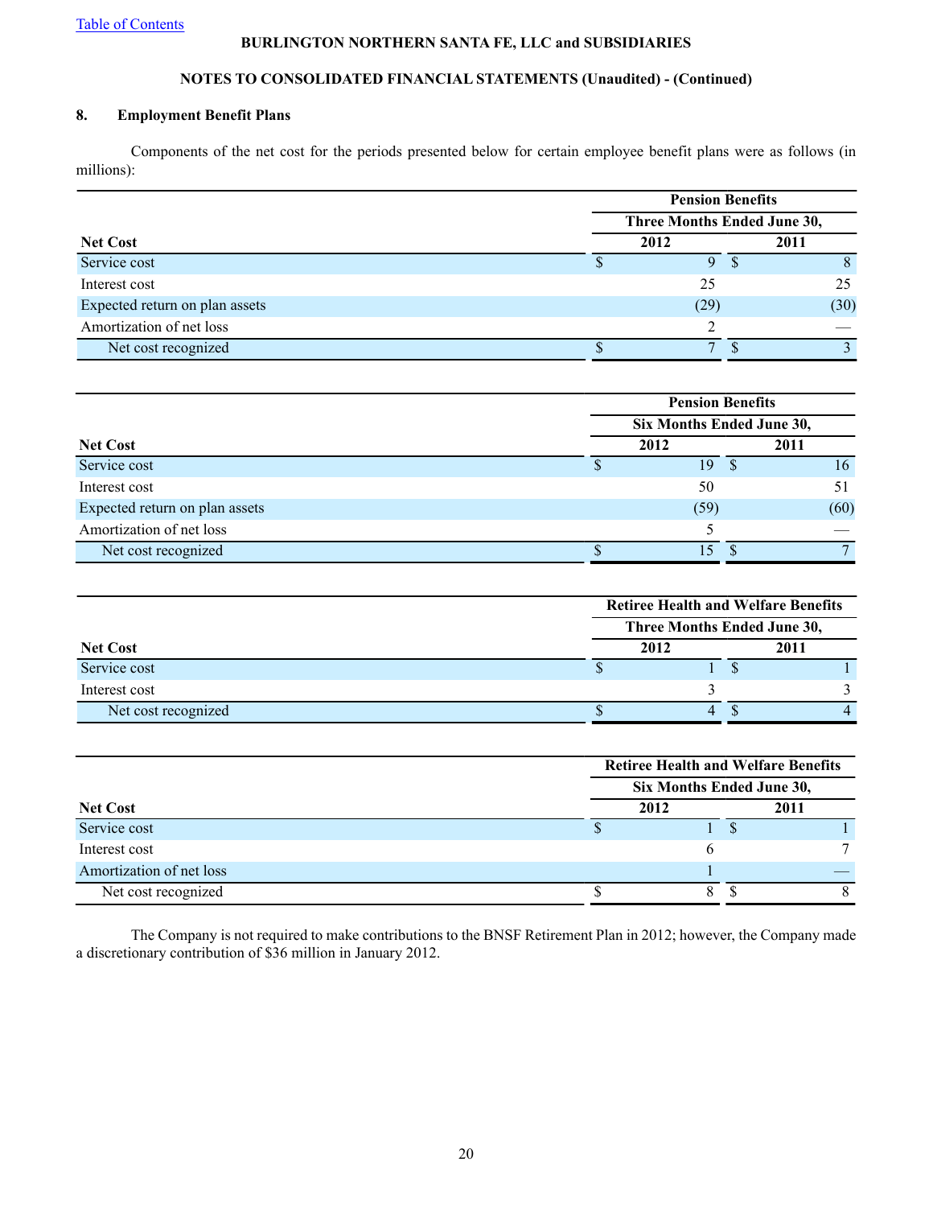[Table of Contents](#)

**BURLINGTON NORTHERN SANTA FE, LLC and SUBSIDIARIES**

**NOTES TO CONSOLIDATED FINANCIAL STATEMENTS (Unaudited) - (Continued)**

## 8. Employment Benefit Plans

Components of the net cost for the periods presented below for certain employee benefit plans were as follows (in millions):

| | Pension Benefits | |
|---|---|---|
| | Three Months Ended June 30, | |
| **Net Cost** | **2012** | **2011** |
| Service cost | $ 9 | $ 8 |
| Interest cost | 25 | 25 |
| Expected return on plan assets | (29) | (30) |
| Amortization of net loss | 2 | — |
| Net cost recognized | $ 7 | $ 3 |

| | Pension Benefits | |
|---|---|---|
| | Six Months Ended June 30, | |
| **Net Cost** | **2012** | **2011** |
| Service cost | $ 19 | $ 16 |
| Interest cost | 50 | 51 |
| Expected return on plan assets | (59) | (60) |
| Amortization of net loss | 5 | — |
| Net cost recognized | $ 15 | $ 7 |

| | Retiree Health and Welfare Benefits | |
|---|---|---|
| | Three Months Ended June 30, | |
| **Net Cost** | **2012** | **2011** |
| Service cost | $ 1 | $ 1 |
| Interest cost | 3 | 3 |
| Net cost recognized | $ 4 | $ 4 |

| | Retiree Health and Welfare Benefits | |
|---|---|---|
| | Six Months Ended June 30, | |
| **Net Cost** | **2012** | **2011** |
| Service cost | $ 1 | $ 1 |
| Interest cost | 6 | 7 |
| Amortization of net loss | 1 | — |
| Net cost recognized | $ 8 | $ 8 |

The Company is not required to make contributions to the BNSF Retirement Plan in 2012; however, the Company made a discretionary contribution of $36 million in January 2012.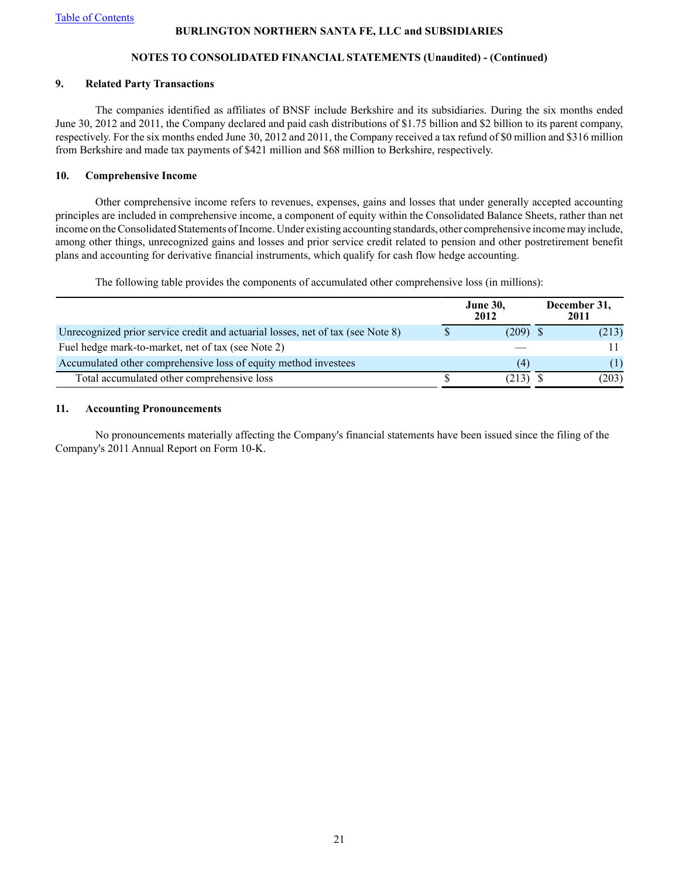**BURLINGTON NORTHERN SANTA FE, LLC and SUBSIDIARIES**

**NOTES TO CONSOLIDATED FINANCIAL STATEMENTS (Unaudited) - (Continued)**

## 9. Related Party Transactions

The companies identified as affiliates of BNSF include Berkshire and its subsidiaries. During the six months ended June 30, 2012 and 2011, the Company declared and paid cash distributions of $1.75 billion and $2 billion to its parent company, respectively. For the six months ended June 30, 2012 and 2011, the Company received a tax refund of $0 million and $316 million from Berkshire and made tax payments of $421 million and $68 million to Berkshire, respectively.

## 10. Comprehensive Income

Other comprehensive income refers to revenues, expenses, gains and losses that under generally accepted accounting principles are included in comprehensive income, a component of equity within the Consolidated Balance Sheets, rather than net income on the Consolidated Statements of Income. Under existing accounting standards, other comprehensive income may include, among other things, unrecognized gains and losses and prior service credit related to pension and other postretirement benefit plans and accounting for derivative financial instruments, which qualify for cash flow hedge accounting.

The following table provides the components of accumulated other comprehensive loss (in millions):

| | June 30, 2012 | December 31, 2011 |
|---|---|---|
| Unrecognized prior service credit and actuarial losses, net of tax (see Note 8) | $ (209) | $ (213) |
| Fuel hedge mark-to-market, net of tax (see Note 2) | — | 11 |
| Accumulated other comprehensive loss of equity method investees | (4) | (1) |
| Total accumulated other comprehensive loss | $ (213) | $ (203) |

## 11. Accounting Pronouncements

No pronouncements materially affecting the Company's financial statements have been issued since the filing of the Company's 2011 Annual Report on Form 10-K.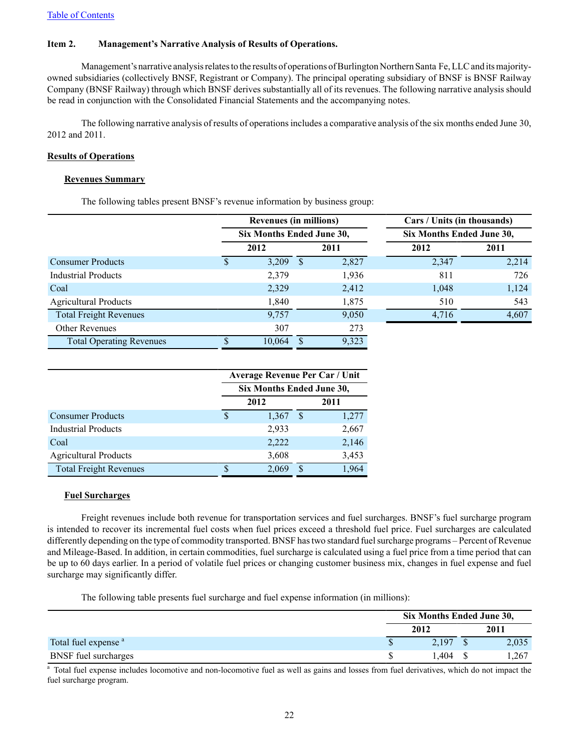[Table of Contents](#)

**Item 2. Management's Narrative Analysis of Results of Operations.**

Management's narrative analysis relates to the results of operations of Burlington Northern Santa Fe, LLC and its majority-owned subsidiaries (collectively BNSF, Registrant or Company). The principal operating subsidiary of BNSF is BNSF Railway Company (BNSF Railway) through which BNSF derives substantially all of its revenues. The following narrative analysis should be read in conjunction with the Consolidated Financial Statements and the accompanying notes.

The following narrative analysis of results of operations includes a comparative analysis of the six months ended June 30, 2012 and 2011.

**Results of Operations**

**Revenues Summary**

The following tables present BNSF's revenue information by business group:

| | Revenues (in millions) | | Cars / Units (in thousands) | |
|---|---|---|---|---|
| | Six Months Ended June 30, | | Six Months Ended June 30, | |
| | 2012 | 2011 | 2012 | 2011 |
| Consumer Products | $ 3,209 | $ 2,827 | 2,347 | 2,214 |
| Industrial Products | 2,379 | 1,936 | 811 | 726 |
| Coal | 2,329 | 2,412 | 1,048 | 1,124 |
| Agricultural Products | 1,840 | 1,875 | 510 | 543 |
| Total Freight Revenues | 9,757 | 9,050 | 4,716 | 4,607 |
| Other Revenues | 307 | 273 | | |
| Total Operating Revenues | $ 10,064 | $ 9,323 | | |

| | Average Revenue Per Car / Unit | |
|---|---|---|
| | Six Months Ended June 30, | |
| | 2012 | 2011 |
| Consumer Products | $ 1,367 | $ 1,277 |
| Industrial Products | 2,933 | 2,667 |
| Coal | 2,222 | 2,146 |
| Agricultural Products | 3,608 | 3,453 |
| Total Freight Revenues | $ 2,069 | $ 1,964 |

**Fuel Surcharges**

Freight revenues include both revenue for transportation services and fuel surcharges. BNSF's fuel surcharge program is intended to recover its incremental fuel costs when fuel prices exceed a threshold fuel price. Fuel surcharges are calculated differently depending on the type of commodity transported. BNSF has two standard fuel surcharge programs – Percent of Revenue and Mileage-Based. In addition, in certain commodities, fuel surcharge is calculated using a fuel price from a time period that can be up to 60 days earlier. In a period of volatile fuel prices or changing customer business mix, changes in fuel expense and fuel surcharge may significantly differ.

The following table presents fuel surcharge and fuel expense information (in millions):

| | Six Months Ended June 30, | |
|---|---|---|
| | 2012 | 2011 |
| Total fuel expense [a] | $ 2,197 | $ 2,035 |
| BNSF fuel surcharges | $ 1,404 | $ 1,267 |

[a] Total fuel expense includes locomotive and non-locomotive fuel as well as gains and losses from fuel derivatives, which do not impact the fuel surcharge program.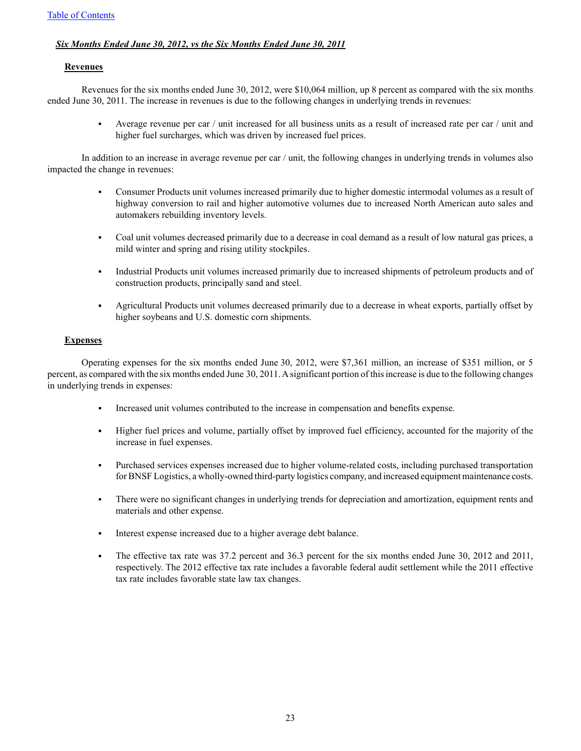### ***Six Months Ended June 30, 2012, vs the Six Months Ended June 30, 2011***

#### **Revenues**

Revenues for the six months ended June 30, 2012, were $10,064 million, up 8 percent as compared with the six months ended June 30, 2011. The increase in revenues is due to the following changes in underlying trends in revenues:

- Average revenue per car / unit increased for all business units as a result of increased rate per car / unit and higher fuel surcharges, which was driven by increased fuel prices.

In addition to an increase in average revenue per car / unit, the following changes in underlying trends in volumes also impacted the change in revenues:

- Consumer Products unit volumes increased primarily due to higher domestic intermodal volumes as a result of highway conversion to rail and higher automotive volumes due to increased North American auto sales and automakers rebuilding inventory levels.

- Coal unit volumes decreased primarily due to a decrease in coal demand as a result of low natural gas prices, a mild winter and spring and rising utility stockpiles.

- Industrial Products unit volumes increased primarily due to increased shipments of petroleum products and of construction products, principally sand and steel.

- Agricultural Products unit volumes decreased primarily due to a decrease in wheat exports, partially offset by higher soybeans and U.S. domestic corn shipments.

#### **Expenses**

Operating expenses for the six months ended June 30, 2012, were $7,361 million, an increase of $351 million, or 5 percent, as compared with the six months ended June 30, 2011. A significant portion of this increase is due to the following changes in underlying trends in expenses:

- Increased unit volumes contributed to the increase in compensation and benefits expense.

- Higher fuel prices and volume, partially offset by improved fuel efficiency, accounted for the majority of the increase in fuel expenses.

- Purchased services expenses increased due to higher volume-related costs, including purchased transportation for BNSF Logistics, a wholly-owned third-party logistics company, and increased equipment maintenance costs.

- There were no significant changes in underlying trends for depreciation and amortization, equipment rents and materials and other expense.

- Interest expense increased due to a higher average debt balance.

- The effective tax rate was 37.2 percent and 36.3 percent for the six months ended June 30, 2012 and 2011, respectively. The 2012 effective tax rate includes a favorable federal audit settlement while the 2011 effective tax rate includes favorable state law tax changes.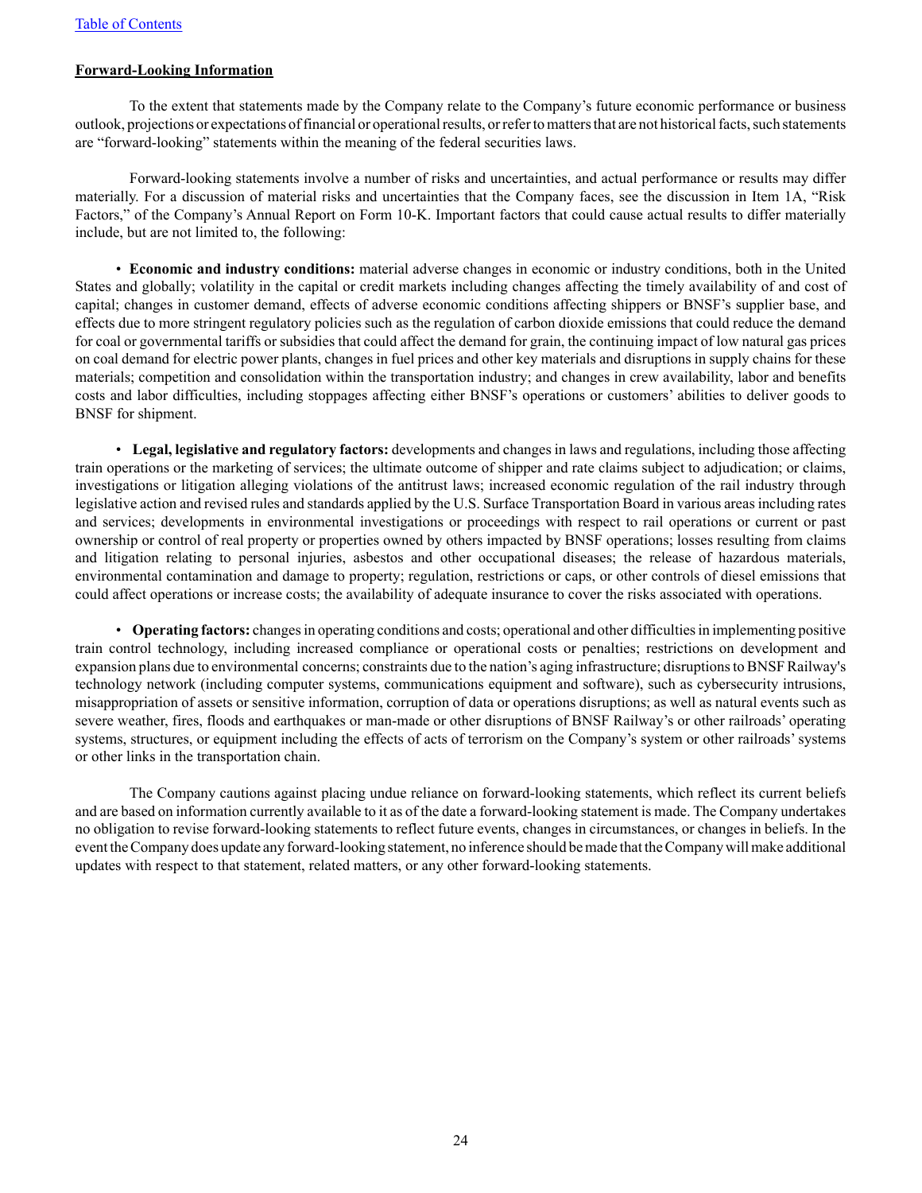## Forward-Looking Information

To the extent that statements made by the Company relate to the Company's future economic performance or business outlook, projections or expectations of financial or operational results, or refer to matters that are not historical facts, such statements are "forward-looking" statements within the meaning of the federal securities laws.

Forward-looking statements involve a number of risks and uncertainties, and actual performance or results may differ materially. For a discussion of material risks and uncertainties that the Company faces, see the discussion in Item 1A, "Risk Factors," of the Company's Annual Report on Form 10-K. Important factors that could cause actual results to differ materially include, but are not limited to, the following:

- **Economic and industry conditions:** material adverse changes in economic or industry conditions, both in the United States and globally; volatility in the capital or credit markets including changes affecting the timely availability of and cost of capital; changes in customer demand, effects of adverse economic conditions affecting shippers or BNSF's supplier base, and effects due to more stringent regulatory policies such as the regulation of carbon dioxide emissions that could reduce the demand for coal or governmental tariffs or subsidies that could affect the demand for grain, the continuing impact of low natural gas prices on coal demand for electric power plants, changes in fuel prices and other key materials and disruptions in supply chains for these materials; competition and consolidation within the transportation industry; and changes in crew availability, labor and benefits costs and labor difficulties, including stoppages affecting either BNSF's operations or customers' abilities to deliver goods to BNSF for shipment.

- **Legal, legislative and regulatory factors:** developments and changes in laws and regulations, including those affecting train operations or the marketing of services; the ultimate outcome of shipper and rate claims subject to adjudication; or claims, investigations or litigation alleging violations of the antitrust laws; increased economic regulation of the rail industry through legislative action and revised rules and standards applied by the U.S. Surface Transportation Board in various areas including rates and services; developments in environmental investigations or proceedings with respect to rail operations or current or past ownership or control of real property or properties owned by others impacted by BNSF operations; losses resulting from claims and litigation relating to personal injuries, asbestos and other occupational diseases; the release of hazardous materials, environmental contamination and damage to property; regulation, restrictions or caps, or other controls of diesel emissions that could affect operations or increase costs; the availability of adequate insurance to cover the risks associated with operations.

- **Operating factors:** changes in operating conditions and costs; operational and other difficulties in implementing positive train control technology, including increased compliance or operational costs or penalties; restrictions on development and expansion plans due to environmental concerns; constraints due to the nation's aging infrastructure; disruptions to BNSF Railway's technology network (including computer systems, communications equipment and software), such as cybersecurity intrusions, misappropriation of assets or sensitive information, corruption of data or operations disruptions; as well as natural events such as severe weather, fires, floods and earthquakes or man-made or other disruptions of BNSF Railway's or other railroads' operating systems, structures, or equipment including the effects of acts of terrorism on the Company's system or other railroads' systems or other links in the transportation chain.

The Company cautions against placing undue reliance on forward-looking statements, which reflect its current beliefs and are based on information currently available to it as of the date a forward-looking statement is made. The Company undertakes no obligation to revise forward-looking statements to reflect future events, changes in circumstances, or changes in beliefs. In the event the Company does update any forward-looking statement, no inference should be made that the Company will make additional updates with respect to that statement, related matters, or any other forward-looking statements.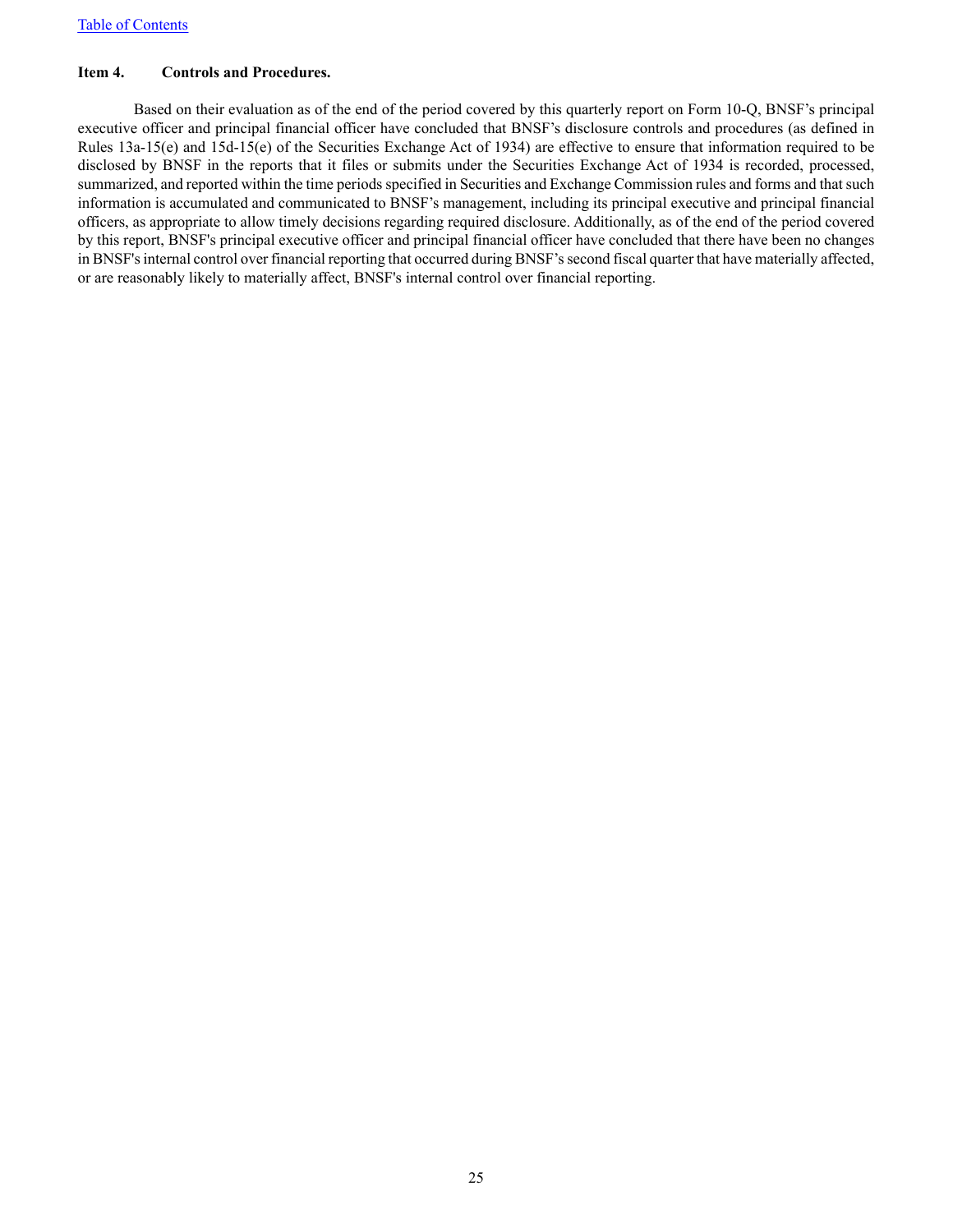**Item 4. Controls and Procedures.**

Based on their evaluation as of the end of the period covered by this quarterly report on Form 10-Q, BNSF's principal executive officer and principal financial officer have concluded that BNSF's disclosure controls and procedures (as defined in Rules 13a-15(e) and 15d-15(e) of the Securities Exchange Act of 1934) are effective to ensure that information required to be disclosed by BNSF in the reports that it files or submits under the Securities Exchange Act of 1934 is recorded, processed, summarized, and reported within the time periods specified in Securities and Exchange Commission rules and forms and that such information is accumulated and communicated to BNSF's management, including its principal executive and principal financial officers, as appropriate to allow timely decisions regarding required disclosure. Additionally, as of the end of the period covered by this report, BNSF's principal executive officer and principal financial officer have concluded that there have been no changes in BNSF's internal control over financial reporting that occurred during BNSF's second fiscal quarter that have materially affected, or are reasonably likely to materially affect, BNSF's internal control over financial reporting.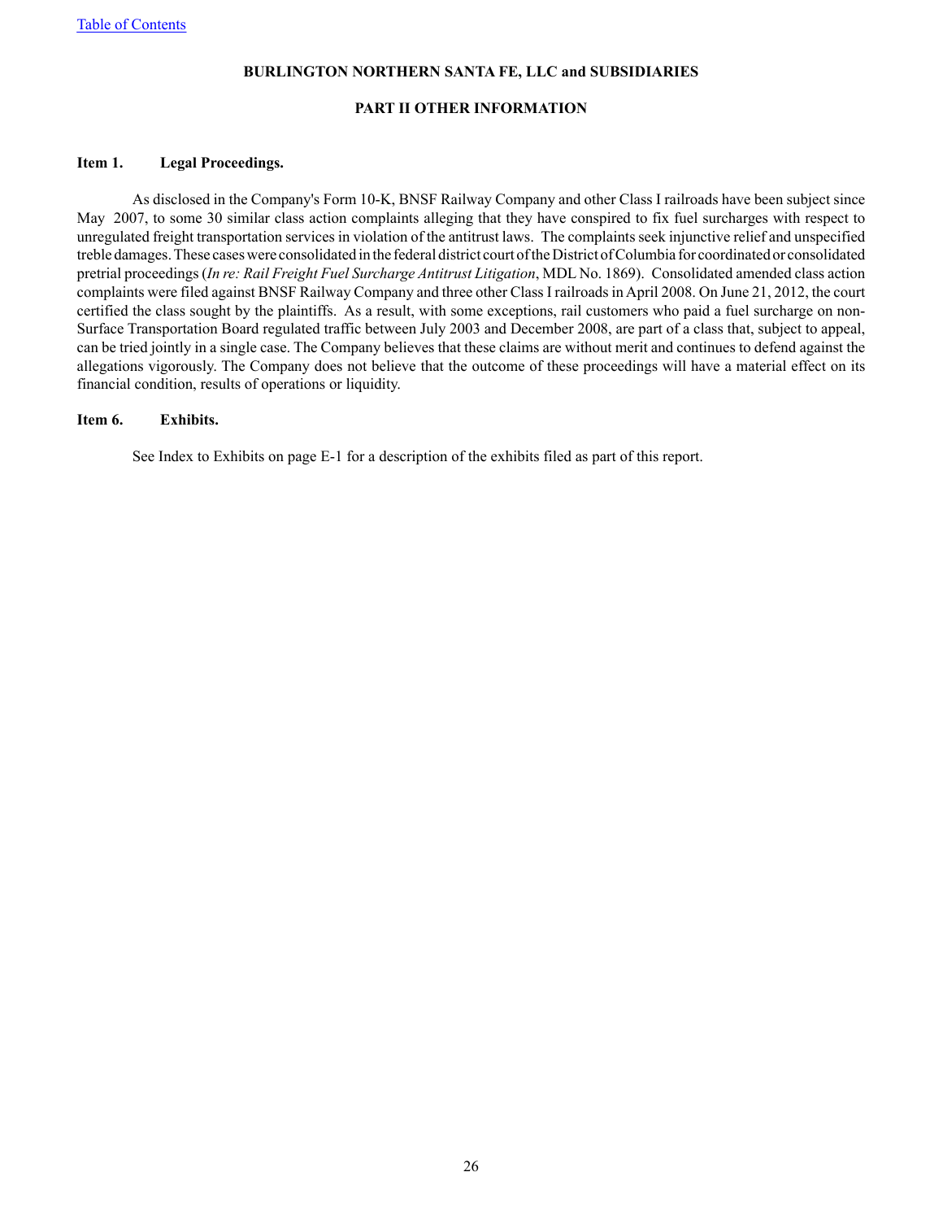## BURLINGTON NORTHERN SANTA FE, LLC and SUBSIDIARIES

## PART II OTHER INFORMATION

**Item 1. Legal Proceedings.**

As disclosed in the Company's Form 10-K, BNSF Railway Company and other Class I railroads have been subject since May 2007, to some 30 similar class action complaints alleging that they have conspired to fix fuel surcharges with respect to unregulated freight transportation services in violation of the antitrust laws. The complaints seek injunctive relief and unspecified treble damages. These cases were consolidated in the federal district court of the District of Columbia for coordinated or consolidated pretrial proceedings (*In re: Rail Freight Fuel Surcharge Antitrust Litigation*, MDL No. 1869). Consolidated amended class action complaints were filed against BNSF Railway Company and three other Class I railroads in April 2008. On June 21, 2012, the court certified the class sought by the plaintiffs. As a result, with some exceptions, rail customers who paid a fuel surcharge on non-Surface Transportation Board regulated traffic between July 2003 and December 2008, are part of a class that, subject to appeal, can be tried jointly in a single case. The Company believes that these claims are without merit and continues to defend against the allegations vigorously. The Company does not believe that the outcome of these proceedings will have a material effect on its financial condition, results of operations or liquidity.

**Item 6. Exhibits.**

See Index to Exhibits on page E-1 for a description of the exhibits filed as part of this report.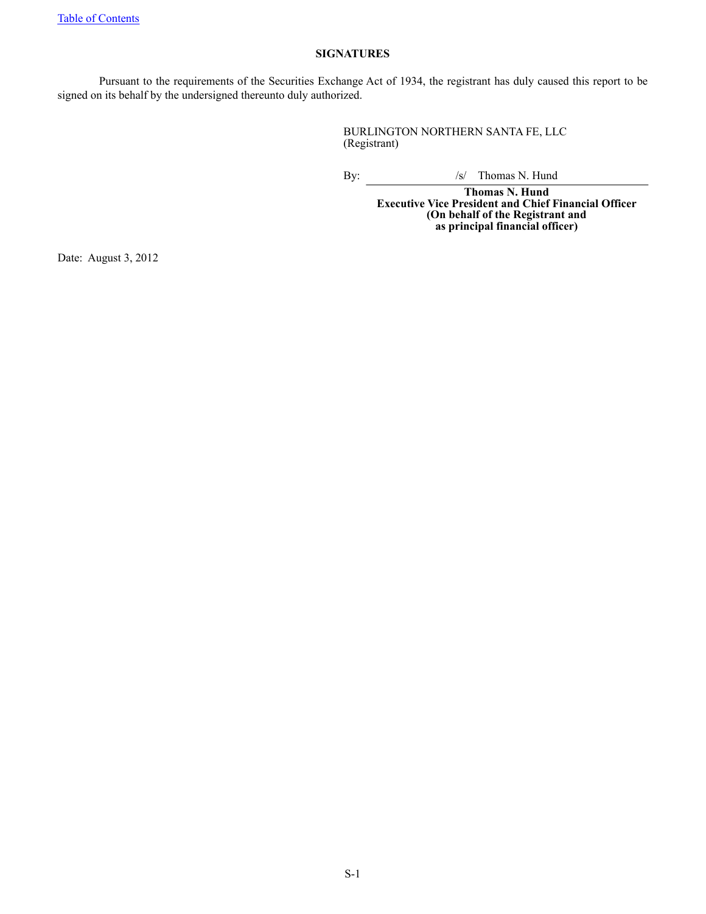[Table of Contents](#)

## SIGNATURES

Pursuant to the requirements of the Securities Exchange Act of 1934, the registrant has duly caused this report to be signed on its behalf by the undersigned thereunto duly authorized.

BURLINGTON NORTHERN SANTA FE, LLC
(Registrant)

By: /s/ Thomas N. Hund

**Thomas N. Hund**
**Executive Vice President and Chief Financial Officer**
**(On behalf of the Registrant and as principal financial officer)**

Date: August 3, 2012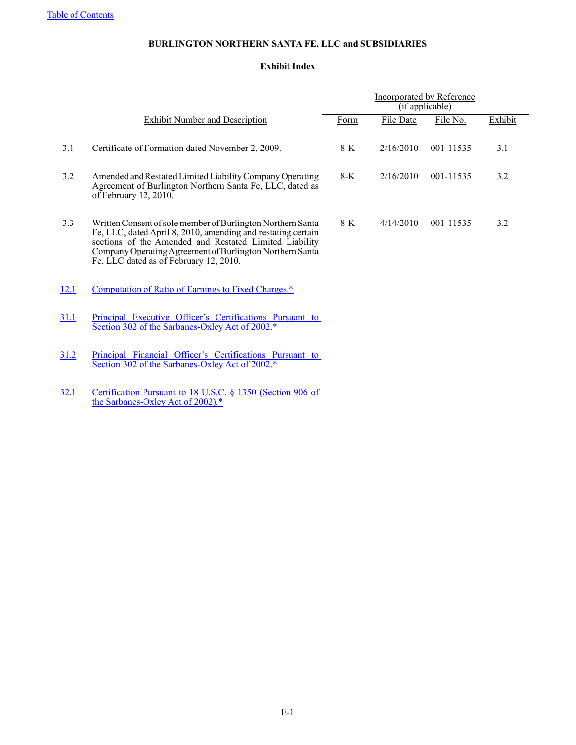[Table of Contents](#)

**BURLINGTON NORTHERN SANTA FE, LLC and SUBSIDIARIES**

**Exhibit Index**

| Exhibit Number and Description | | Incorporated by Reference (if applicable) | | | |
|---|---|---|---|---|---|
| | | Form | File Date | File No. | Exhibit |
| 3.1 | Certificate of Formation dated November 2, 2009. | 8-K | 2/16/2010 | 001-11535 | 3.1 |
| 3.2 | Amended and Restated Limited Liability Company Operating Agreement of Burlington Northern Santa Fe, LLC, dated as of February 12, 2010. | 8-K | 2/16/2010 | 001-11535 | 3.2 |
| 3.3 | Written Consent of sole member of Burlington Northern Santa Fe, LLC, dated April 8, 2010, amending and restating certain sections of the Amended and Restated Limited Liability Company Operating Agreement of Burlington Northern Santa Fe, LLC dated as of February 12, 2010. | 8-K | 4/14/2010 | 001-11535 | 3.2 |
| 12.1 | Computation of Ratio of Earnings to Fixed Charges.* | | | | |
| 31.1 | Principal Executive Officer's Certifications Pursuant to Section 302 of the Sarbanes-Oxley Act of 2002.* | | | | |
| 31.2 | Principal Financial Officer's Certifications Pursuant to Section 302 of the Sarbanes-Oxley Act of 2002.* | | | | |
| 32.1 | Certification Pursuant to 18 U.S.C. § 1350 (Section 906 of the Sarbanes-Oxley Act of 2002).* | | | | |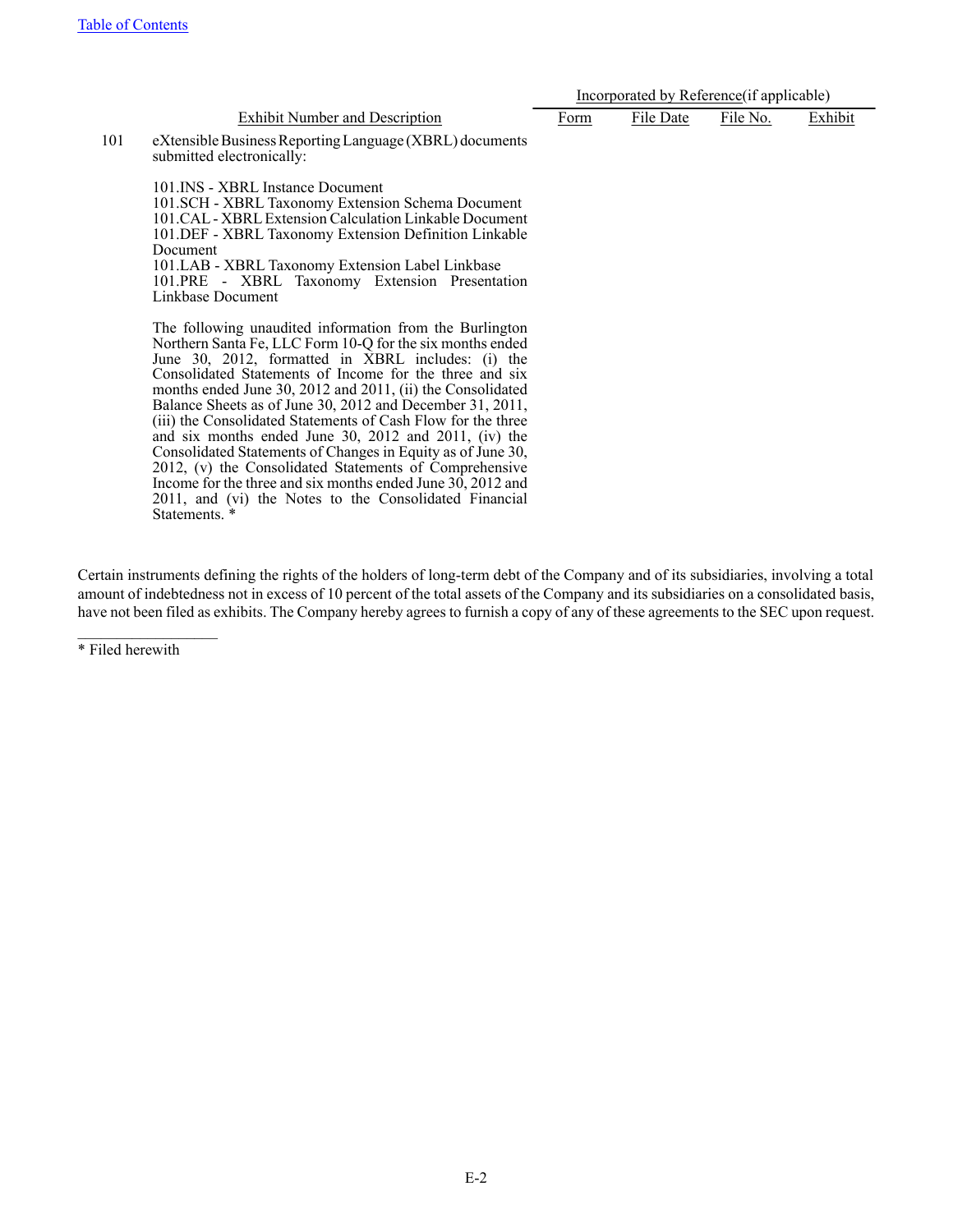| | Exhibit Number and Description | Incorporated by Reference(if applicable) Form | File Date | File No. | Exhibit |
|---|---|---|---|---|---|
| 101 | eXtensible Business Reporting Language (XBRL) documents submitted electronically:<br><br>101.INS - XBRL Instance Document<br>101.SCH - XBRL Taxonomy Extension Schema Document<br>101.CAL - XBRL Extension Calculation Linkable Document<br>101.DEF - XBRL Taxonomy Extension Definition Linkable Document<br>101.LAB - XBRL Taxonomy Extension Label Linkbase<br>101.PRE - XBRL Taxonomy Extension Presentation Linkbase Document<br><br>The following unaudited information from the Burlington Northern Santa Fe, LLC Form 10-Q for the six months ended June 30, 2012, formatted in XBRL includes: (i) the Consolidated Statements of Income for the three and six months ended June 30, 2012 and 2011, (ii) the Consolidated Balance Sheets as of June 30, 2012 and December 31, 2011, (iii) the Consolidated Statements of Cash Flow for the three and six months ended June 30, 2012 and 2011, (iv) the Consolidated Statements of Changes in Equity as of June 30, 2012, (v) the Consolidated Statements of Comprehensive Income for the three and six months ended June 30, 2012 and 2011, and (vi) the Notes to the Consolidated Financial Statements. * | | | | |

Certain instruments defining the rights of the holders of long-term debt of the Company and of its subsidiaries, involving a total amount of indebtedness not in excess of 10 percent of the total assets of the Company and its subsidiaries on a consolidated basis, have not been filed as exhibits. The Company hereby agrees to furnish a copy of any of these agreements to the SEC upon request.

* Filed herewith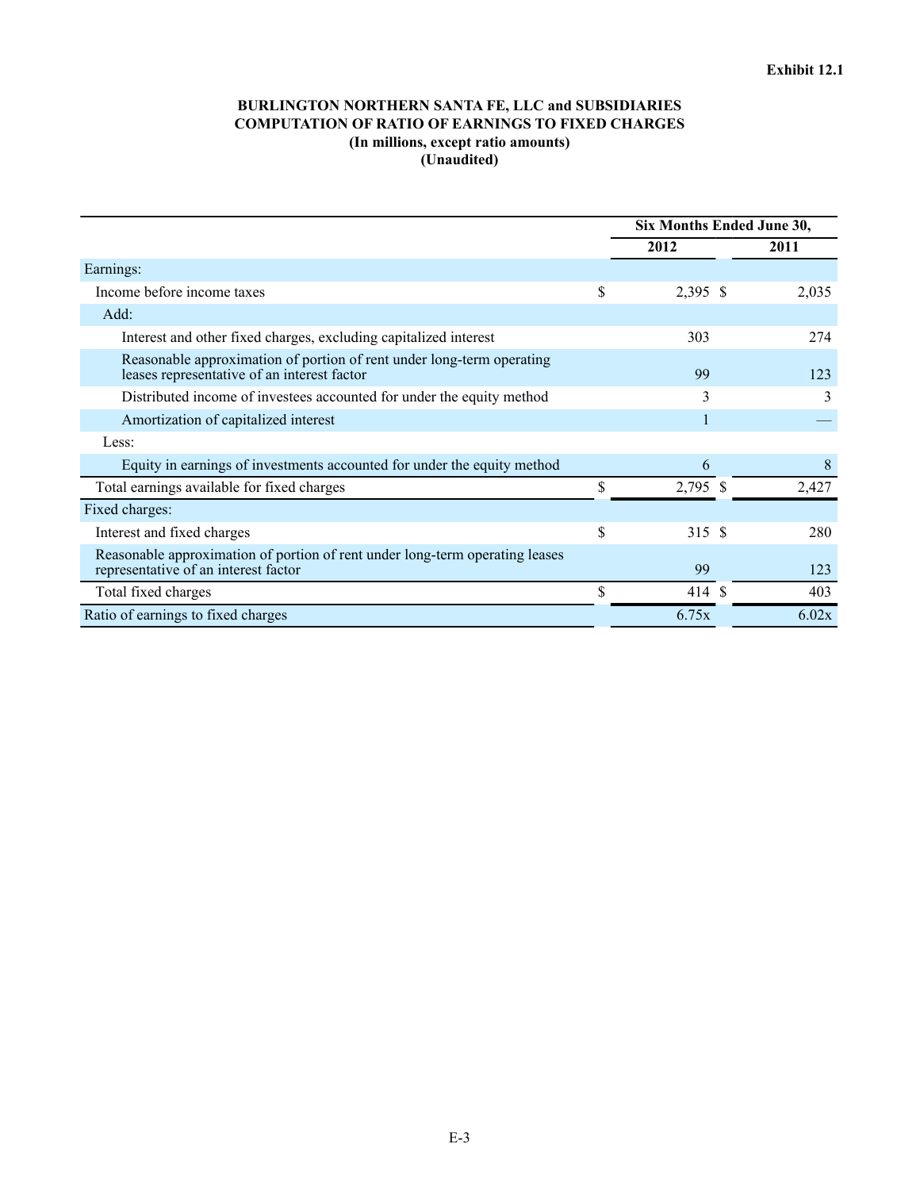**Exhibit 12.1**

**BURLINGTON NORTHERN SANTA FE, LLC and SUBSIDIARIES**
**COMPUTATION OF RATIO OF EARNINGS TO FIXED CHARGES**
**(In millions, except ratio amounts)**
**(Unaudited)**

| | Six Months Ended June 30, | |
|---|---|---|
| | **2012** | **2011** |
| Earnings: | | |
| Income before income taxes | $ 2,395 | $ 2,035 |
| Add: | | |
| Interest and other fixed charges, excluding capitalized interest | 303 | 274 |
| Reasonable approximation of portion of rent under long-term operating leases representative of an interest factor | 99 | 123 |
| Distributed income of investees accounted for under the equity method | 3 | 3 |
| Amortization of capitalized interest | 1 | — |
| Less: | | |
| Equity in earnings of investments accounted for under the equity method | 6 | 8 |
| Total earnings available for fixed charges | $ 2,795 | $ 2,427 |
| Fixed charges: | | |
| Interest and fixed charges | $ 315 | $ 280 |
| Reasonable approximation of portion of rent under long-term operating leases representative of an interest factor | 99 | 123 |
| Total fixed charges | $ 414 | $ 403 |
| Ratio of earnings to fixed charges | 6.75x | 6.02x |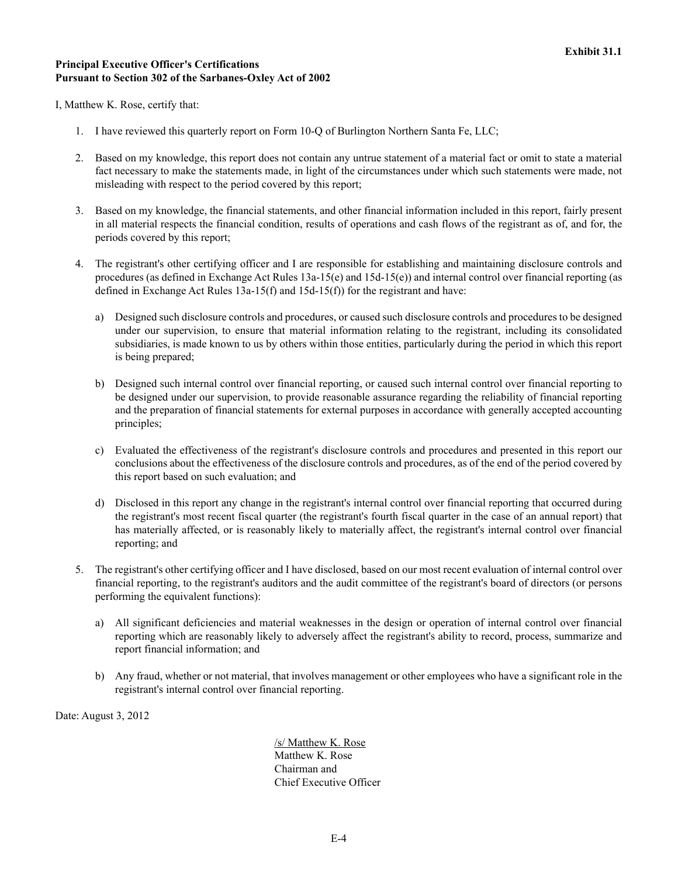**Exhibit 31.1**

**Principal Executive Officer's Certifications**
**Pursuant to Section 302 of the Sarbanes-Oxley Act of 2002**

I, Matthew K. Rose, certify that:

1. I have reviewed this quarterly report on Form 10-Q of Burlington Northern Santa Fe, LLC;

2. Based on my knowledge, this report does not contain any untrue statement of a material fact or omit to state a material fact necessary to make the statements made, in light of the circumstances under which such statements were made, not misleading with respect to the period covered by this report;

3. Based on my knowledge, the financial statements, and other financial information included in this report, fairly present in all material respects the financial condition, results of operations and cash flows of the registrant as of, and for, the periods covered by this report;

4. The registrant's other certifying officer and I are responsible for establishing and maintaining disclosure controls and procedures (as defined in Exchange Act Rules 13a-15(e) and 15d-15(e)) and internal control over financial reporting (as defined in Exchange Act Rules 13a-15(f) and 15d-15(f)) for the registrant and have:

   a) Designed such disclosure controls and procedures, or caused such disclosure controls and procedures to be designed under our supervision, to ensure that material information relating to the registrant, including its consolidated subsidiaries, is made known to us by others within those entities, particularly during the period in which this report is being prepared;

   b) Designed such internal control over financial reporting, or caused such internal control over financial reporting to be designed under our supervision, to provide reasonable assurance regarding the reliability of financial reporting and the preparation of financial statements for external purposes in accordance with generally accepted accounting principles;

   c) Evaluated the effectiveness of the registrant's disclosure controls and procedures and presented in this report our conclusions about the effectiveness of the disclosure controls and procedures, as of the end of the period covered by this report based on such evaluation; and

   d) Disclosed in this report any change in the registrant's internal control over financial reporting that occurred during the registrant's most recent fiscal quarter (the registrant's fourth fiscal quarter in the case of an annual report) that has materially affected, or is reasonably likely to materially affect, the registrant's internal control over financial reporting; and

5. The registrant's other certifying officer and I have disclosed, based on our most recent evaluation of internal control over financial reporting, to the registrant's auditors and the audit committee of the registrant's board of directors (or persons performing the equivalent functions):

   a) All significant deficiencies and material weaknesses in the design or operation of internal control over financial reporting which are reasonably likely to adversely affect the registrant's ability to record, process, summarize and report financial information; and

   b) Any fraud, whether or not material, that involves management or other employees who have a significant role in the registrant's internal control over financial reporting.

Date: August 3, 2012

/s/ Matthew K. Rose
Matthew K. Rose
Chairman and
Chief Executive Officer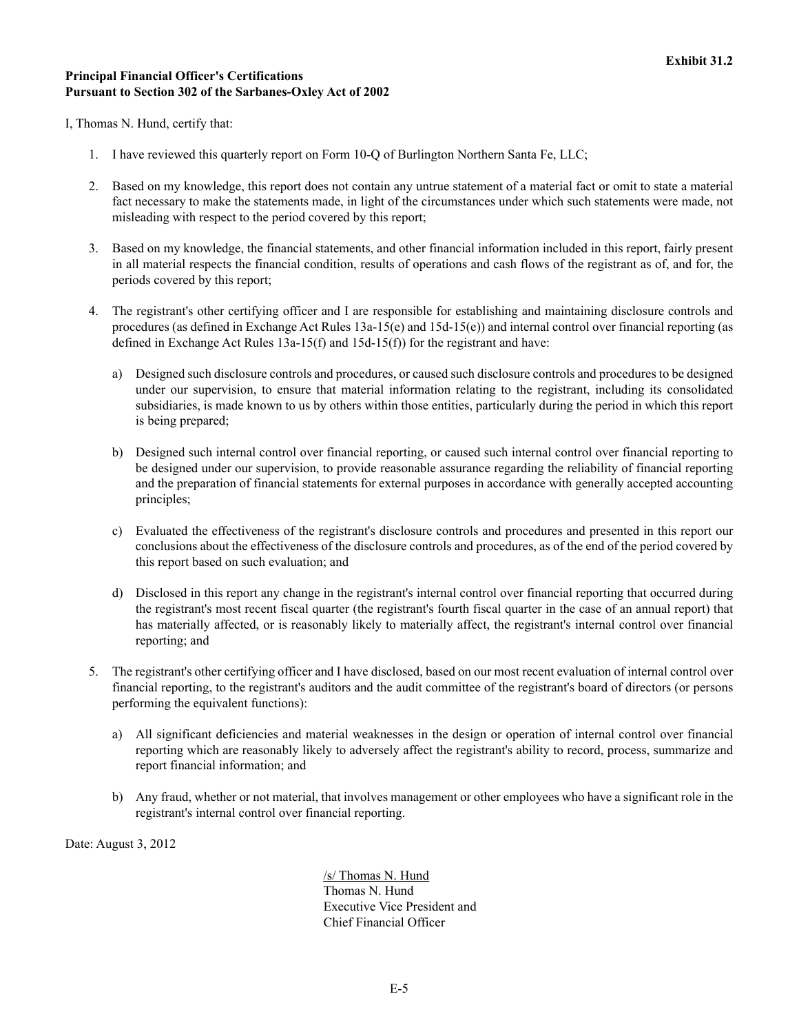**Exhibit 31.2**

**Principal Financial Officer's Certifications**
**Pursuant to Section 302 of the Sarbanes-Oxley Act of 2002**

I, Thomas N. Hund, certify that:

1. I have reviewed this quarterly report on Form 10-Q of Burlington Northern Santa Fe, LLC;

2. Based on my knowledge, this report does not contain any untrue statement of a material fact or omit to state a material fact necessary to make the statements made, in light of the circumstances under which such statements were made, not misleading with respect to the period covered by this report;

3. Based on my knowledge, the financial statements, and other financial information included in this report, fairly present in all material respects the financial condition, results of operations and cash flows of the registrant as of, and for, the periods covered by this report;

4. The registrant's other certifying officer and I are responsible for establishing and maintaining disclosure controls and procedures (as defined in Exchange Act Rules 13a-15(e) and 15d-15(e)) and internal control over financial reporting (as defined in Exchange Act Rules 13a-15(f) and 15d-15(f)) for the registrant and have:

   a) Designed such disclosure controls and procedures, or caused such disclosure controls and procedures to be designed under our supervision, to ensure that material information relating to the registrant, including its consolidated subsidiaries, is made known to us by others within those entities, particularly during the period in which this report is being prepared;

   b) Designed such internal control over financial reporting, or caused such internal control over financial reporting to be designed under our supervision, to provide reasonable assurance regarding the reliability of financial reporting and the preparation of financial statements for external purposes in accordance with generally accepted accounting principles;

   c) Evaluated the effectiveness of the registrant's disclosure controls and procedures and presented in this report our conclusions about the effectiveness of the disclosure controls and procedures, as of the end of the period covered by this report based on such evaluation; and

   d) Disclosed in this report any change in the registrant's internal control over financial reporting that occurred during the registrant's most recent fiscal quarter (the registrant's fourth fiscal quarter in the case of an annual report) that has materially affected, or is reasonably likely to materially affect, the registrant's internal control over financial reporting; and

5. The registrant's other certifying officer and I have disclosed, based on our most recent evaluation of internal control over financial reporting, to the registrant's auditors and the audit committee of the registrant's board of directors (or persons performing the equivalent functions):

   a) All significant deficiencies and material weaknesses in the design or operation of internal control over financial reporting which are reasonably likely to adversely affect the registrant's ability to record, process, summarize and report financial information; and

   b) Any fraud, whether or not material, that involves management or other employees who have a significant role in the registrant's internal control over financial reporting.

Date: August 3, 2012

/s/ Thomas N. Hund
Thomas N. Hund
Executive Vice President and
Chief Financial Officer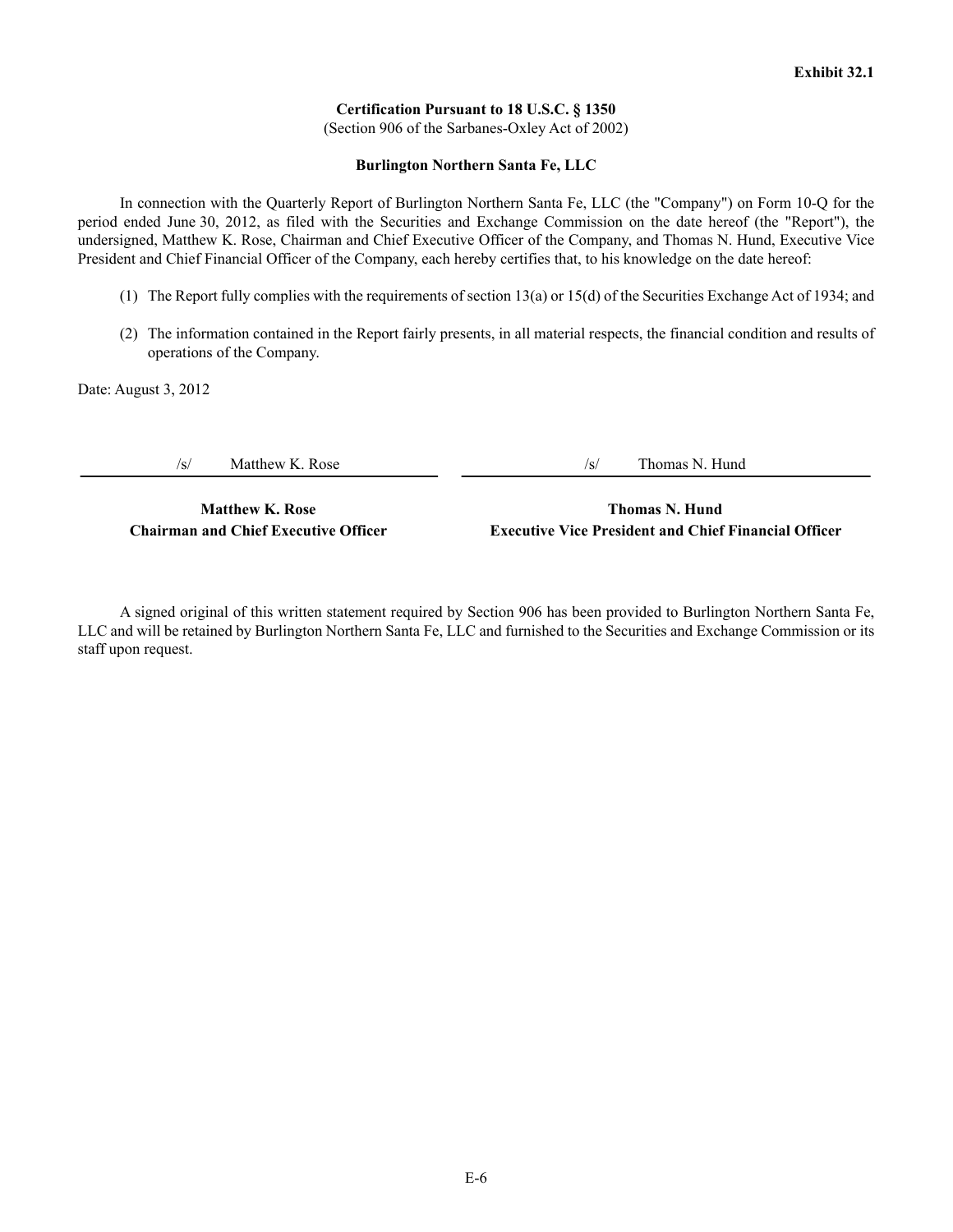**Exhibit 32.1**

**Certification Pursuant to 18 U.S.C. § 1350**
(Section 906 of the Sarbanes-Oxley Act of 2002)

**Burlington Northern Santa Fe, LLC**

In connection with the Quarterly Report of Burlington Northern Santa Fe, LLC (the "Company") on Form 10-Q for the period ended June 30, 2012, as filed with the Securities and Exchange Commission on the date hereof (the "Report"), the undersigned, Matthew K. Rose, Chairman and Chief Executive Officer of the Company, and Thomas N. Hund, Executive Vice President and Chief Financial Officer of the Company, each hereby certifies that, to his knowledge on the date hereof:

(1) The Report fully complies with the requirements of section 13(a) or 15(d) of the Securities Exchange Act of 1934; and

(2) The information contained in the Report fairly presents, in all material respects, the financial condition and results of operations of the Company.

Date: August 3, 2012

| | |
|---|---|
| /s/ Matthew K. Rose | /s/ Thomas N. Hund |
| **Matthew K. Rose** | **Thomas N. Hund** |
| **Chairman and Chief Executive Officer** | **Executive Vice President and Chief Financial Officer** |

A signed original of this written statement required by Section 906 has been provided to Burlington Northern Santa Fe, LLC and will be retained by Burlington Northern Santa Fe, LLC and furnished to the Securities and Exchange Commission or its staff upon request.